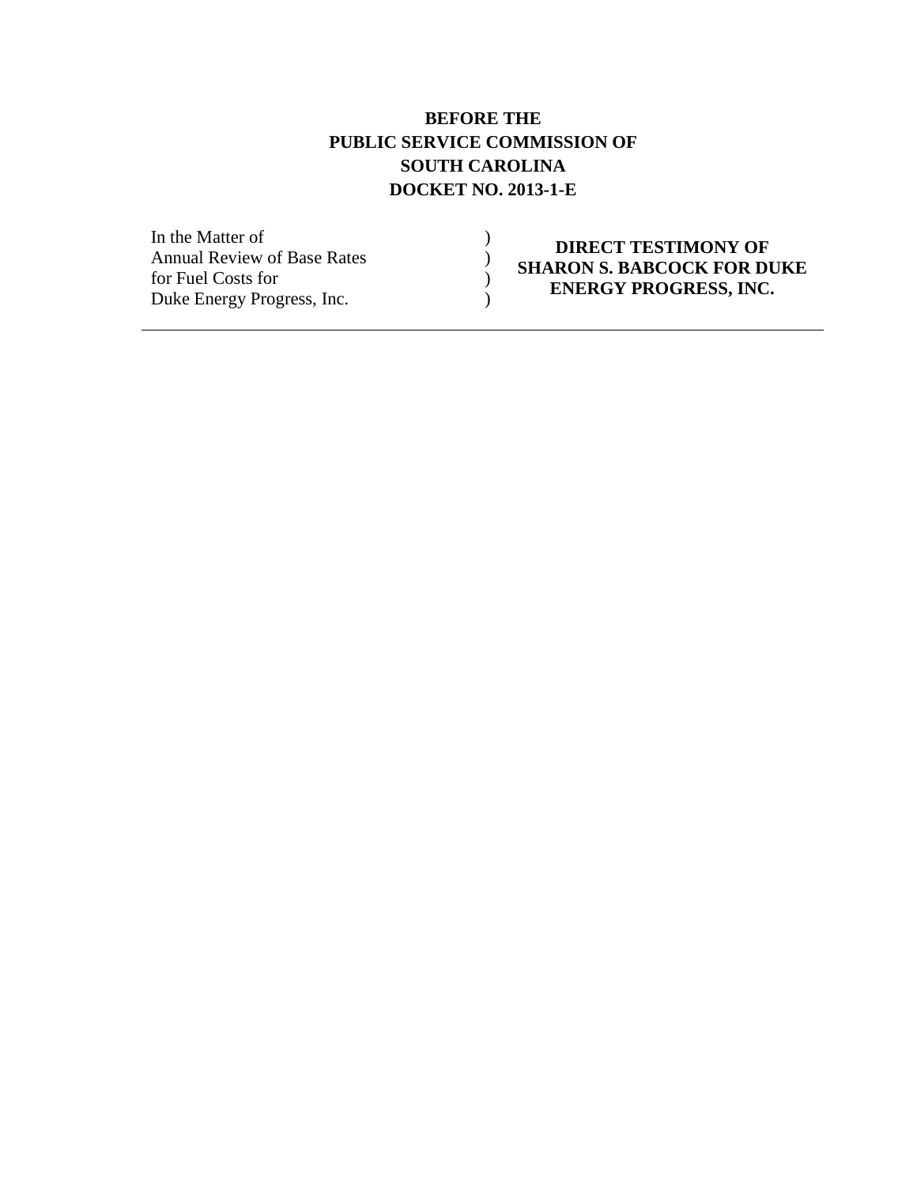**BEFORE THE**
**PUBLIC SERVICE COMMISSION OF**
**SOUTH CAROLINA**
**DOCKET NO. 2013-1-E**

| | | |
|---|---|---|
| In the Matter of<br>Annual Review of Base Rates<br>for Fuel Costs for<br>Duke Energy Progress, Inc. | )<br>)<br>)<br>) | **DIRECT TESTIMONY OF SHARON S. BABCOCK FOR DUKE ENERGY PROGRESS, INC.** |

---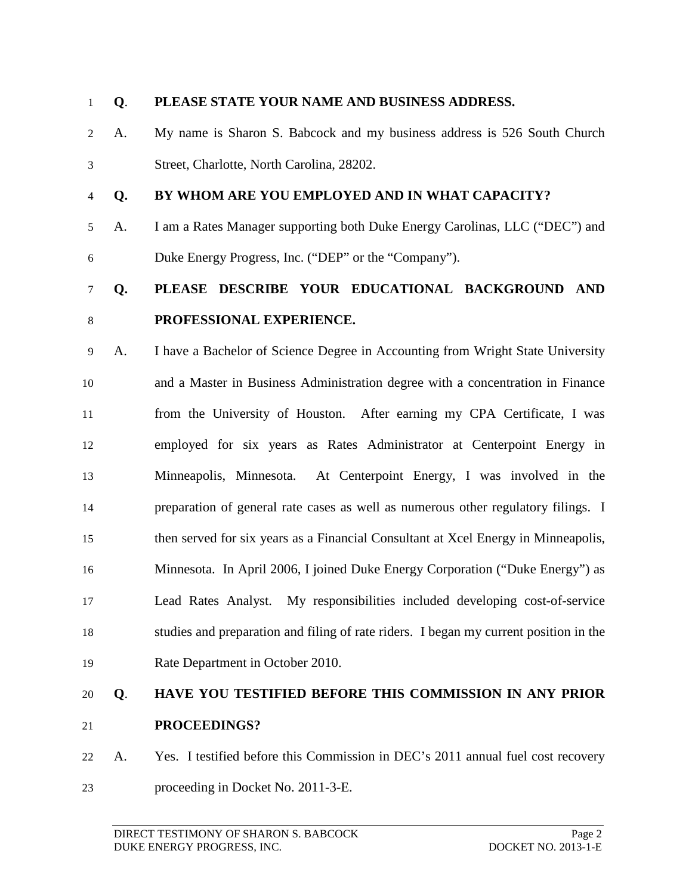**Q. PLEASE STATE YOUR NAME AND BUSINESS ADDRESS.**

A. My name is Sharon S. Babcock and my business address is 526 South Church Street, Charlotte, North Carolina, 28202.

**Q. BY WHOM ARE YOU EMPLOYED AND IN WHAT CAPACITY?**

A. I am a Rates Manager supporting both Duke Energy Carolinas, LLC ("DEC") and Duke Energy Progress, Inc. ("DEP" or the "Company").

**Q. PLEASE DESCRIBE YOUR EDUCATIONAL BACKGROUND AND PROFESSIONAL EXPERIENCE.**

A. I have a Bachelor of Science Degree in Accounting from Wright State University and a Master in Business Administration degree with a concentration in Finance from the University of Houston. After earning my CPA Certificate, I was employed for six years as Rates Administrator at Centerpoint Energy in Minneapolis, Minnesota. At Centerpoint Energy, I was involved in the preparation of general rate cases as well as numerous other regulatory filings. I then served for six years as a Financial Consultant at Xcel Energy in Minneapolis, Minnesota. In April 2006, I joined Duke Energy Corporation ("Duke Energy") as Lead Rates Analyst. My responsibilities included developing cost-of-service studies and preparation and filing of rate riders. I began my current position in the Rate Department in October 2010.

**Q. HAVE YOU TESTIFIED BEFORE THIS COMMISSION IN ANY PRIOR PROCEEDINGS?**

A. Yes. I testified before this Commission in DEC's 2011 annual fuel cost recovery proceeding in Docket No. 2011-3-E.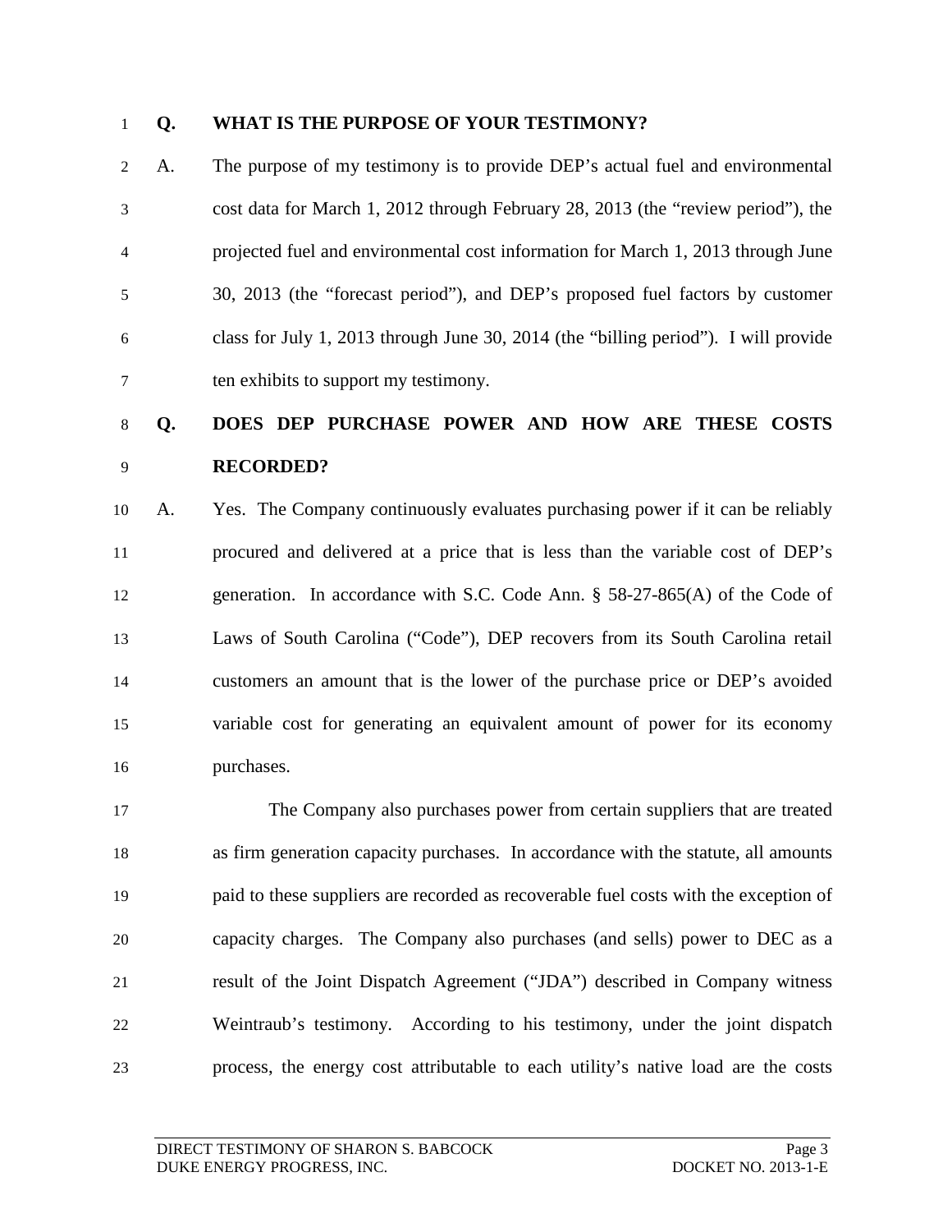**Q. WHAT IS THE PURPOSE OF YOUR TESTIMONY?**

A. The purpose of my testimony is to provide DEP's actual fuel and environmental cost data for March 1, 2012 through February 28, 2013 (the "review period"), the projected fuel and environmental cost information for March 1, 2013 through June 30, 2013 (the "forecast period"), and DEP's proposed fuel factors by customer class for July 1, 2013 through June 30, 2014 (the "billing period"). I will provide ten exhibits to support my testimony.

**Q. DOES DEP PURCHASE POWER AND HOW ARE THESE COSTS RECORDED?**

A. Yes. The Company continuously evaluates purchasing power if it can be reliably procured and delivered at a price that is less than the variable cost of DEP's generation. In accordance with S.C. Code Ann. § 58-27-865(A) of the Code of Laws of South Carolina ("Code"), DEP recovers from its South Carolina retail customers an amount that is the lower of the purchase price or DEP's avoided variable cost for generating an equivalent amount of power for its economy purchases.

The Company also purchases power from certain suppliers that are treated as firm generation capacity purchases. In accordance with the statute, all amounts paid to these suppliers are recorded as recoverable fuel costs with the exception of capacity charges. The Company also purchases (and sells) power to DEC as a result of the Joint Dispatch Agreement ("JDA") described in Company witness Weintraub's testimony. According to his testimony, under the joint dispatch process, the energy cost attributable to each utility's native load are the costs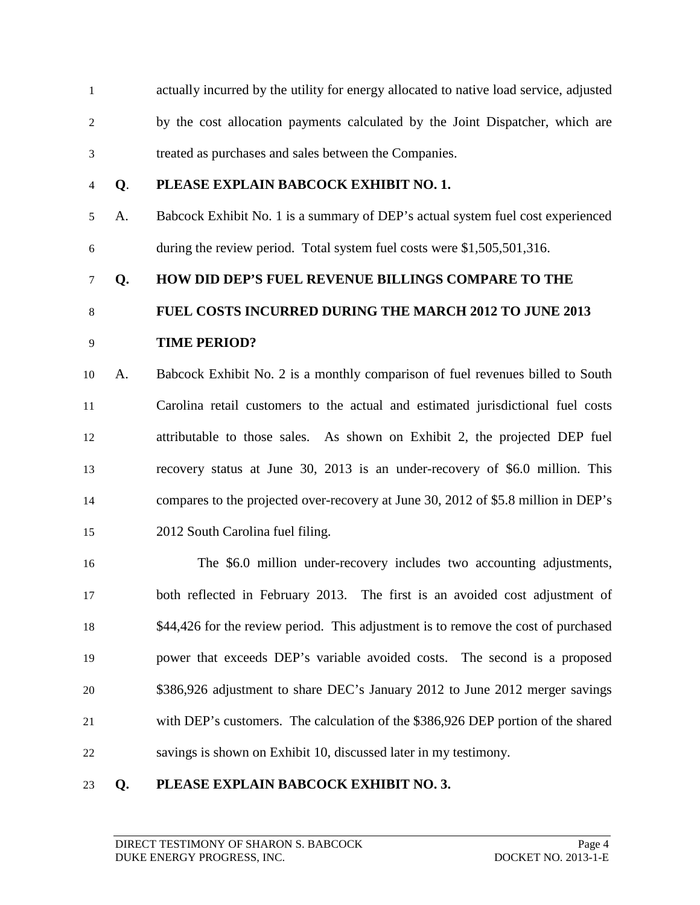actually incurred by the utility for energy allocated to native load service, adjusted by the cost allocation payments calculated by the Joint Dispatcher, which are treated as purchases and sales between the Companies.

**Q. PLEASE EXPLAIN BABCOCK EXHIBIT NO. 1.**

A. Babcock Exhibit No. 1 is a summary of DEP's actual system fuel cost experienced during the review period. Total system fuel costs were $1,505,501,316.

**Q. HOW DID DEP'S FUEL REVENUE BILLINGS COMPARE TO THE FUEL COSTS INCURRED DURING THE MARCH 2012 TO JUNE 2013 TIME PERIOD?**

A. Babcock Exhibit No. 2 is a monthly comparison of fuel revenues billed to South Carolina retail customers to the actual and estimated jurisdictional fuel costs attributable to those sales. As shown on Exhibit 2, the projected DEP fuel recovery status at June 30, 2013 is an under-recovery of $6.0 million. This compares to the projected over-recovery at June 30, 2012 of $5.8 million in DEP's 2012 South Carolina fuel filing.

The $6.0 million under-recovery includes two accounting adjustments, both reflected in February 2013. The first is an avoided cost adjustment of $44,426 for the review period. This adjustment is to remove the cost of purchased power that exceeds DEP's variable avoided costs. The second is a proposed $386,926 adjustment to share DEC's January 2012 to June 2012 merger savings with DEP's customers. The calculation of the $386,926 DEP portion of the shared savings is shown on Exhibit 10, discussed later in my testimony.

**Q. PLEASE EXPLAIN BABCOCK EXHIBIT NO. 3.**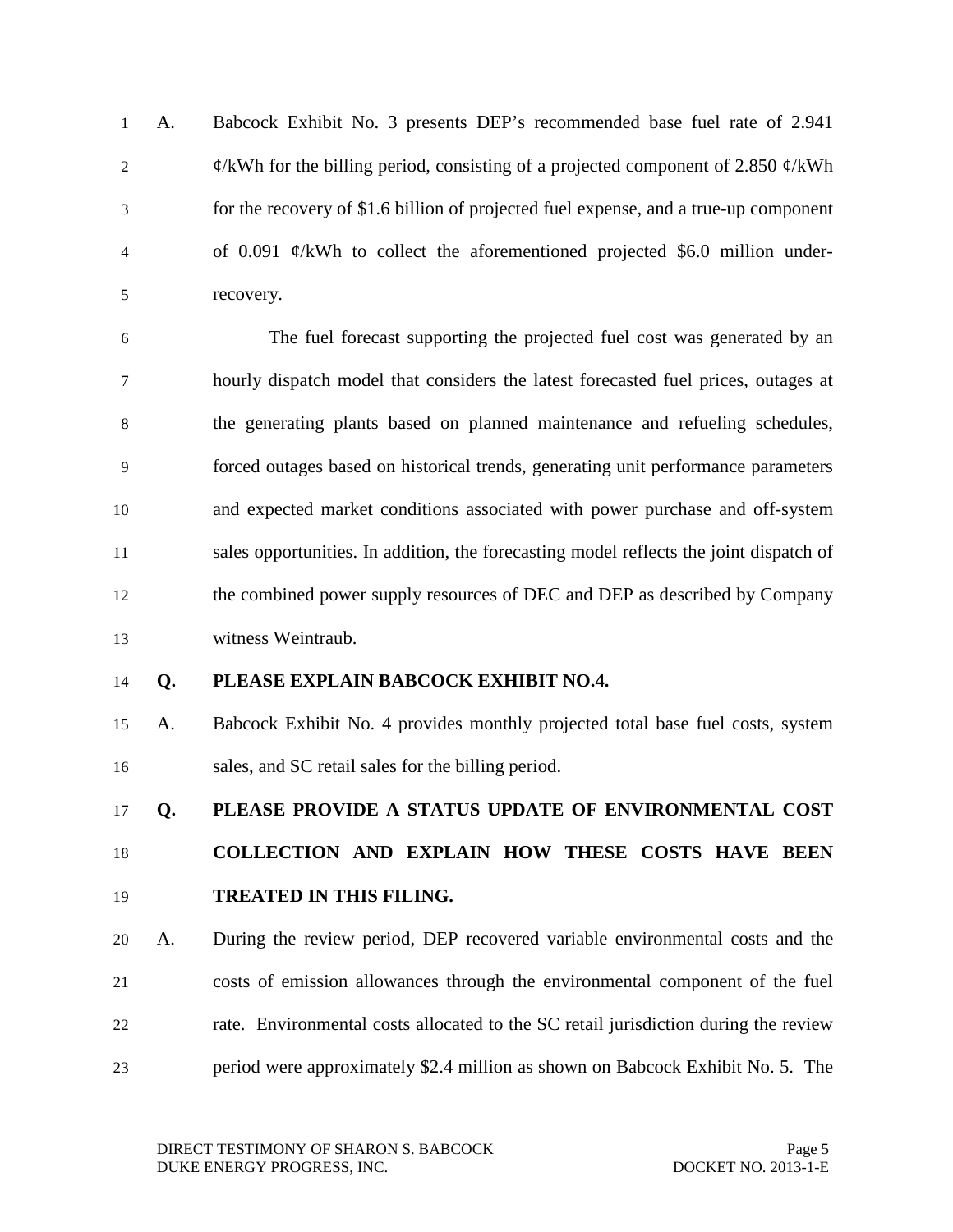A. Babcock Exhibit No. 3 presents DEP's recommended base fuel rate of 2.941 ¢/kWh for the billing period, consisting of a projected component of 2.850 ¢/kWh for the recovery of $1.6 billion of projected fuel expense, and a true-up component of 0.091 ¢/kWh to collect the aforementioned projected $6.0 million under-recovery.

The fuel forecast supporting the projected fuel cost was generated by an hourly dispatch model that considers the latest forecasted fuel prices, outages at the generating plants based on planned maintenance and refueling schedules, forced outages based on historical trends, generating unit performance parameters and expected market conditions associated with power purchase and off-system sales opportunities. In addition, the forecasting model reflects the joint dispatch of the combined power supply resources of DEC and DEP as described by Company witness Weintraub.

**Q. PLEASE EXPLAIN BABCOCK EXHIBIT NO.4.**

A. Babcock Exhibit No. 4 provides monthly projected total base fuel costs, system sales, and SC retail sales for the billing period.

**Q. PLEASE PROVIDE A STATUS UPDATE OF ENVIRONMENTAL COST COLLECTION AND EXPLAIN HOW THESE COSTS HAVE BEEN TREATED IN THIS FILING.**

A. During the review period, DEP recovered variable environmental costs and the costs of emission allowances through the environmental component of the fuel rate. Environmental costs allocated to the SC retail jurisdiction during the review period were approximately $2.4 million as shown on Babcock Exhibit No. 5. The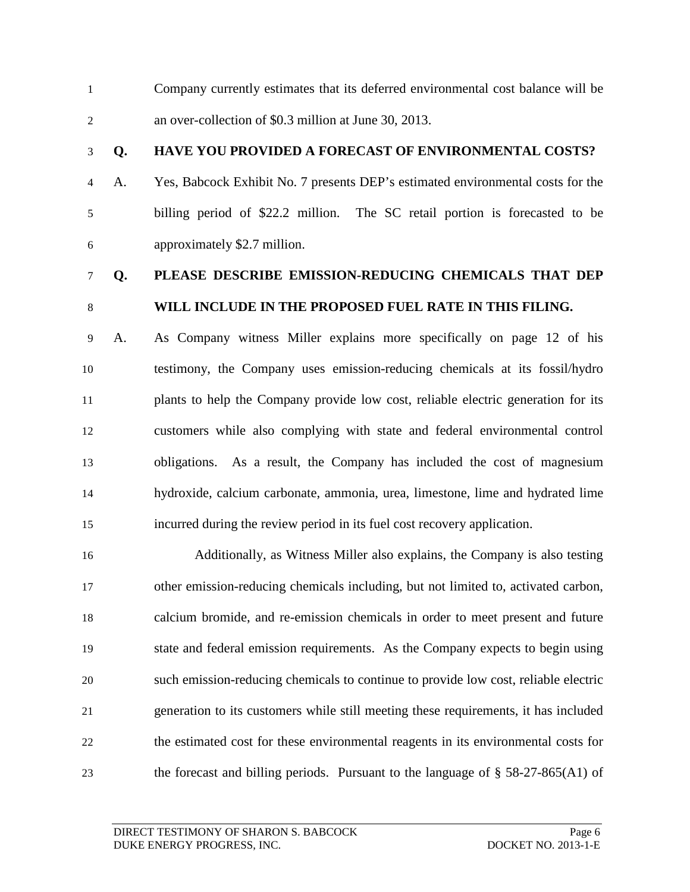Company currently estimates that its deferred environmental cost balance will be an over-collection of \$0.3 million at June 30, 2013.

**Q. HAVE YOU PROVIDED A FORECAST OF ENVIRONMENTAL COSTS?**

A. Yes, Babcock Exhibit No. 7 presents DEP's estimated environmental costs for the billing period of \$22.2 million. The SC retail portion is forecasted to be approximately \$2.7 million.

**Q. PLEASE DESCRIBE EMISSION-REDUCING CHEMICALS THAT DEP WILL INCLUDE IN THE PROPOSED FUEL RATE IN THIS FILING.**

A. As Company witness Miller explains more specifically on page 12 of his testimony, the Company uses emission-reducing chemicals at its fossil/hydro plants to help the Company provide low cost, reliable electric generation for its customers while also complying with state and federal environmental control obligations. As a result, the Company has included the cost of magnesium hydroxide, calcium carbonate, ammonia, urea, limestone, lime and hydrated lime incurred during the review period in its fuel cost recovery application.

Additionally, as Witness Miller also explains, the Company is also testing other emission-reducing chemicals including, but not limited to, activated carbon, calcium bromide, and re-emission chemicals in order to meet present and future state and federal emission requirements. As the Company expects to begin using such emission-reducing chemicals to continue to provide low cost, reliable electric generation to its customers while still meeting these requirements, it has included the estimated cost for these environmental reagents in its environmental costs for the forecast and billing periods. Pursuant to the language of § 58-27-865(A1) of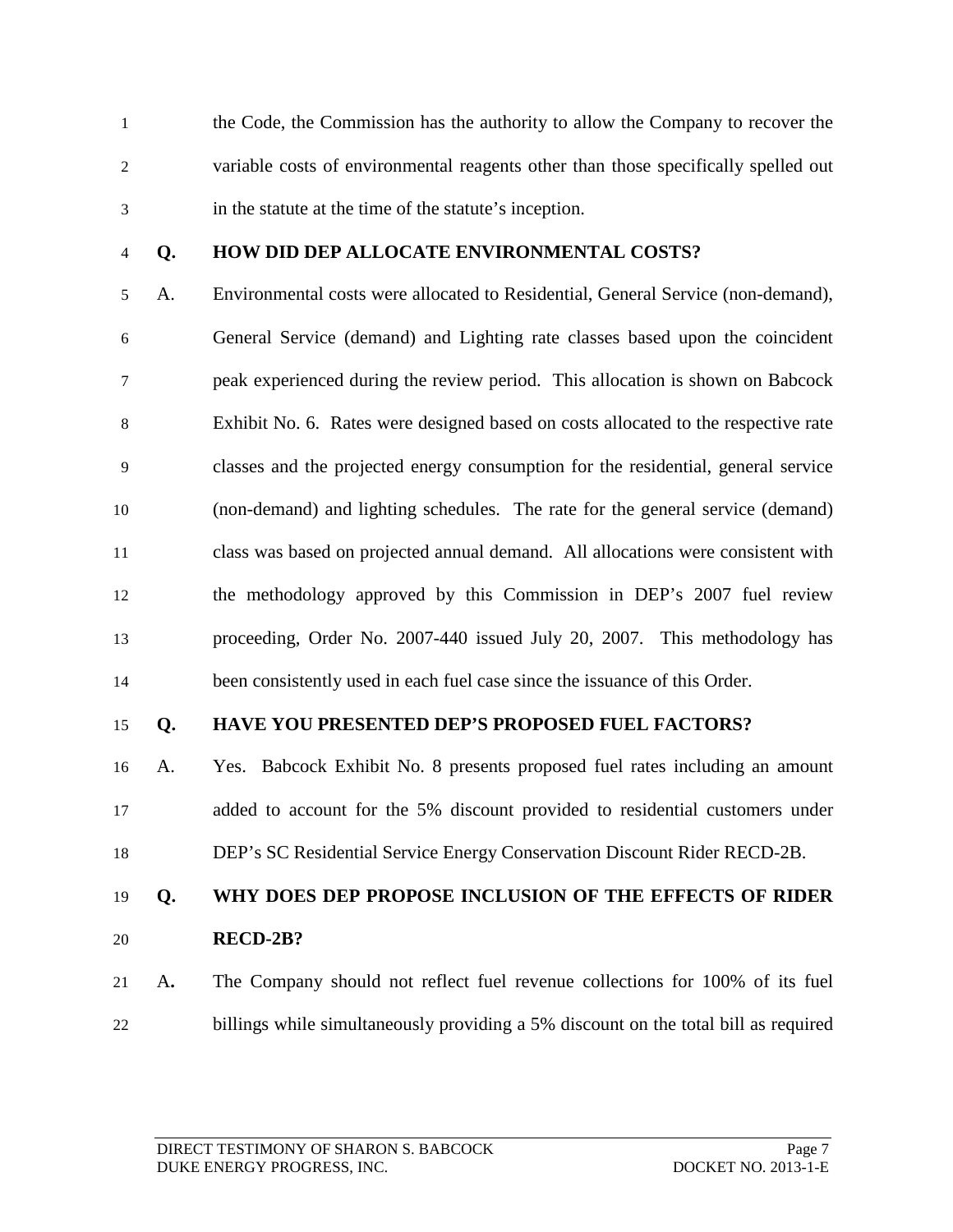the Code, the Commission has the authority to allow the Company to recover the variable costs of environmental reagents other than those specifically spelled out in the statute at the time of the statute's inception.

**Q. HOW DID DEP ALLOCATE ENVIRONMENTAL COSTS?**

A. Environmental costs were allocated to Residential, General Service (non-demand), General Service (demand) and Lighting rate classes based upon the coincident peak experienced during the review period. This allocation is shown on Babcock Exhibit No. 6. Rates were designed based on costs allocated to the respective rate classes and the projected energy consumption for the residential, general service (non-demand) and lighting schedules. The rate for the general service (demand) class was based on projected annual demand. All allocations were consistent with the methodology approved by this Commission in DEP's 2007 fuel review proceeding, Order No. 2007-440 issued July 20, 2007. This methodology has been consistently used in each fuel case since the issuance of this Order.

**Q. HAVE YOU PRESENTED DEP'S PROPOSED FUEL FACTORS?**

A. Yes. Babcock Exhibit No. 8 presents proposed fuel rates including an amount added to account for the 5% discount provided to residential customers under DEP's SC Residential Service Energy Conservation Discount Rider RECD-2B.

**Q. WHY DOES DEP PROPOSE INCLUSION OF THE EFFECTS OF RIDER RECD-2B?**

A**.** The Company should not reflect fuel revenue collections for 100% of its fuel billings while simultaneously providing a 5% discount on the total bill as required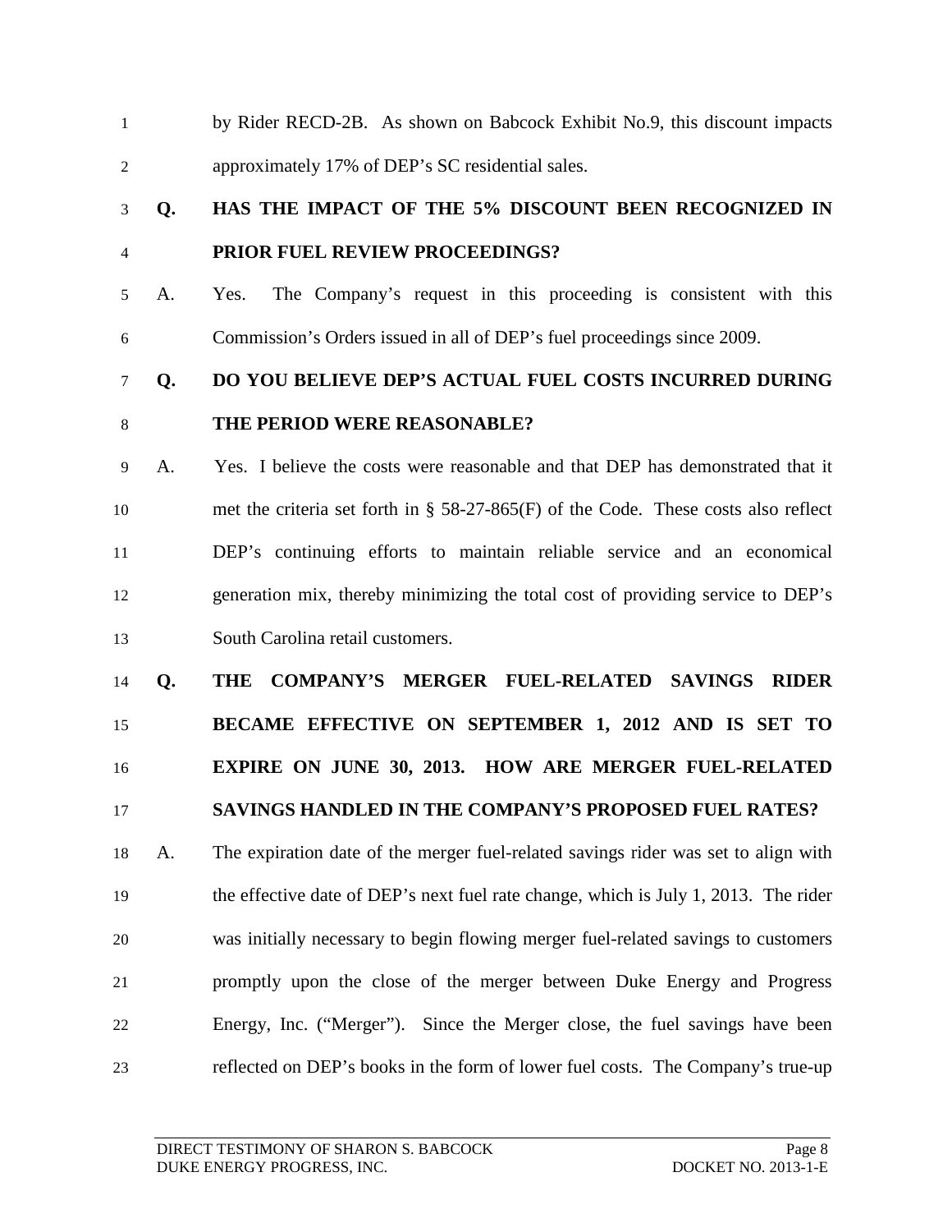by Rider RECD-2B. As shown on Babcock Exhibit No.9, this discount impacts approximately 17% of DEP's SC residential sales.

**Q. HAS THE IMPACT OF THE 5% DISCOUNT BEEN RECOGNIZED IN PRIOR FUEL REVIEW PROCEEDINGS?**

A. Yes. The Company's request in this proceeding is consistent with this Commission's Orders issued in all of DEP's fuel proceedings since 2009.

**Q. DO YOU BELIEVE DEP'S ACTUAL FUEL COSTS INCURRED DURING THE PERIOD WERE REASONABLE?**

A. Yes. I believe the costs were reasonable and that DEP has demonstrated that it met the criteria set forth in § 58-27-865(F) of the Code. These costs also reflect DEP's continuing efforts to maintain reliable service and an economical generation mix, thereby minimizing the total cost of providing service to DEP's South Carolina retail customers.

**Q. THE COMPANY'S MERGER FUEL-RELATED SAVINGS RIDER BECAME EFFECTIVE ON SEPTEMBER 1, 2012 AND IS SET TO EXPIRE ON JUNE 30, 2013. HOW ARE MERGER FUEL-RELATED SAVINGS HANDLED IN THE COMPANY'S PROPOSED FUEL RATES?**

A. The expiration date of the merger fuel-related savings rider was set to align with the effective date of DEP's next fuel rate change, which is July 1, 2013. The rider was initially necessary to begin flowing merger fuel-related savings to customers promptly upon the close of the merger between Duke Energy and Progress Energy, Inc. ("Merger"). Since the Merger close, the fuel savings have been reflected on DEP's books in the form of lower fuel costs. The Company's true-up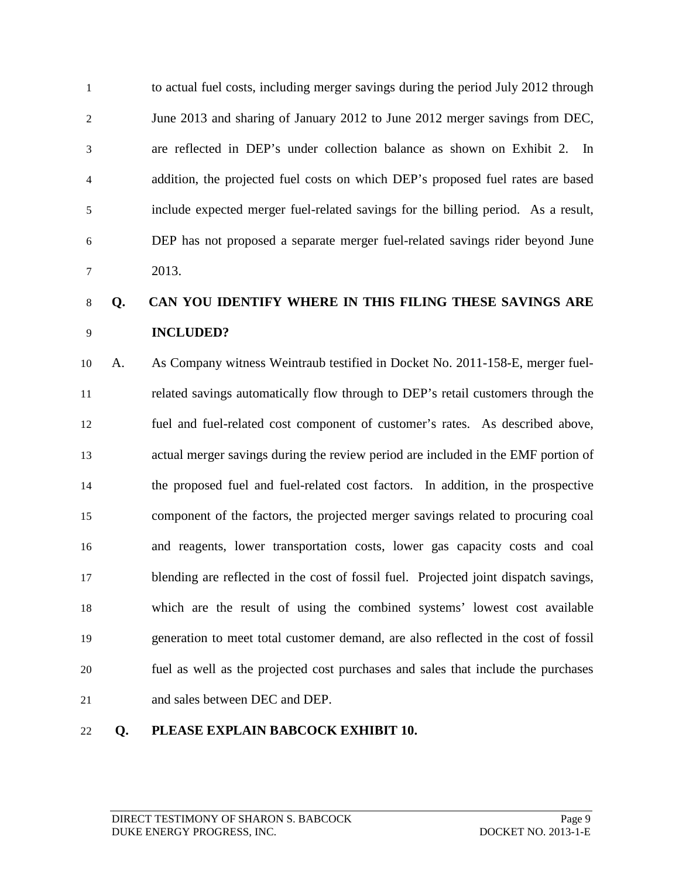to actual fuel costs, including merger savings during the period July 2012 through June 2013 and sharing of January 2012 to June 2012 merger savings from DEC, are reflected in DEP's under collection balance as shown on Exhibit 2. In addition, the projected fuel costs on which DEP's proposed fuel rates are based include expected merger fuel-related savings for the billing period. As a result, DEP has not proposed a separate merger fuel-related savings rider beyond June 2013.

**Q. CAN YOU IDENTIFY WHERE IN THIS FILING THESE SAVINGS ARE INCLUDED?**

A. As Company witness Weintraub testified in Docket No. 2011-158-E, merger fuel-related savings automatically flow through to DEP's retail customers through the fuel and fuel-related cost component of customer's rates. As described above, actual merger savings during the review period are included in the EMF portion of the proposed fuel and fuel-related cost factors. In addition, in the prospective component of the factors, the projected merger savings related to procuring coal and reagents, lower transportation costs, lower gas capacity costs and coal blending are reflected in the cost of fossil fuel. Projected joint dispatch savings, which are the result of using the combined systems' lowest cost available generation to meet total customer demand, are also reflected in the cost of fossil fuel as well as the projected cost purchases and sales that include the purchases and sales between DEC and DEP.

**Q. PLEASE EXPLAIN BABCOCK EXHIBIT 10.**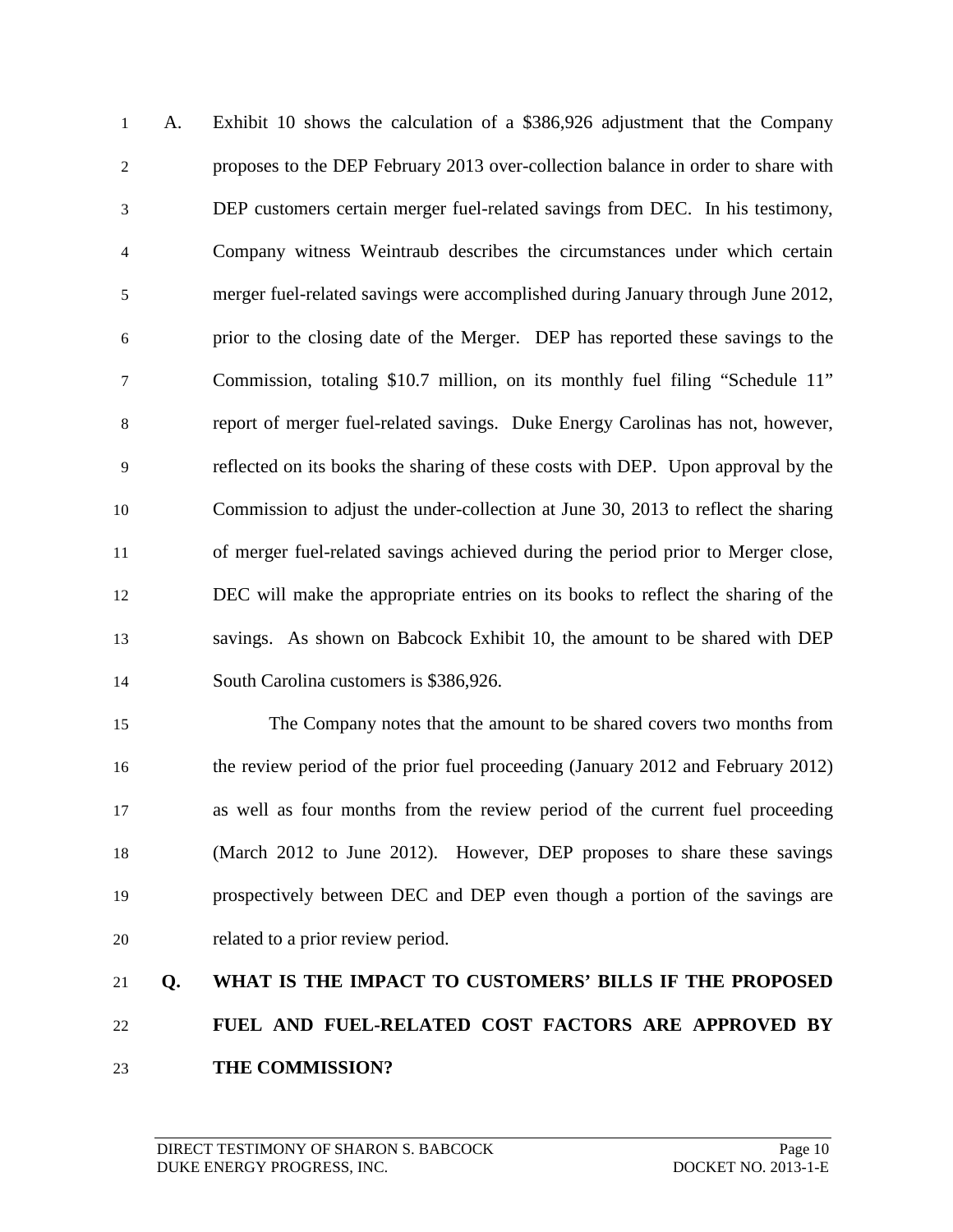A. Exhibit 10 shows the calculation of a $386,926 adjustment that the Company proposes to the DEP February 2013 over-collection balance in order to share with DEP customers certain merger fuel-related savings from DEC. In his testimony, Company witness Weintraub describes the circumstances under which certain merger fuel-related savings were accomplished during January through June 2012, prior to the closing date of the Merger. DEP has reported these savings to the Commission, totaling $10.7 million, on its monthly fuel filing "Schedule 11" report of merger fuel-related savings. Duke Energy Carolinas has not, however, reflected on its books the sharing of these costs with DEP. Upon approval by the Commission to adjust the under-collection at June 30, 2013 to reflect the sharing of merger fuel-related savings achieved during the period prior to Merger close, DEC will make the appropriate entries on its books to reflect the sharing of the savings. As shown on Babcock Exhibit 10, the amount to be shared with DEP South Carolina customers is $386,926.

The Company notes that the amount to be shared covers two months from the review period of the prior fuel proceeding (January 2012 and February 2012) as well as four months from the review period of the current fuel proceeding (March 2012 to June 2012). However, DEP proposes to share these savings prospectively between DEC and DEP even though a portion of the savings are related to a prior review period.

**Q. WHAT IS THE IMPACT TO CUSTOMERS' BILLS IF THE PROPOSED FUEL AND FUEL-RELATED COST FACTORS ARE APPROVED BY THE COMMISSION?**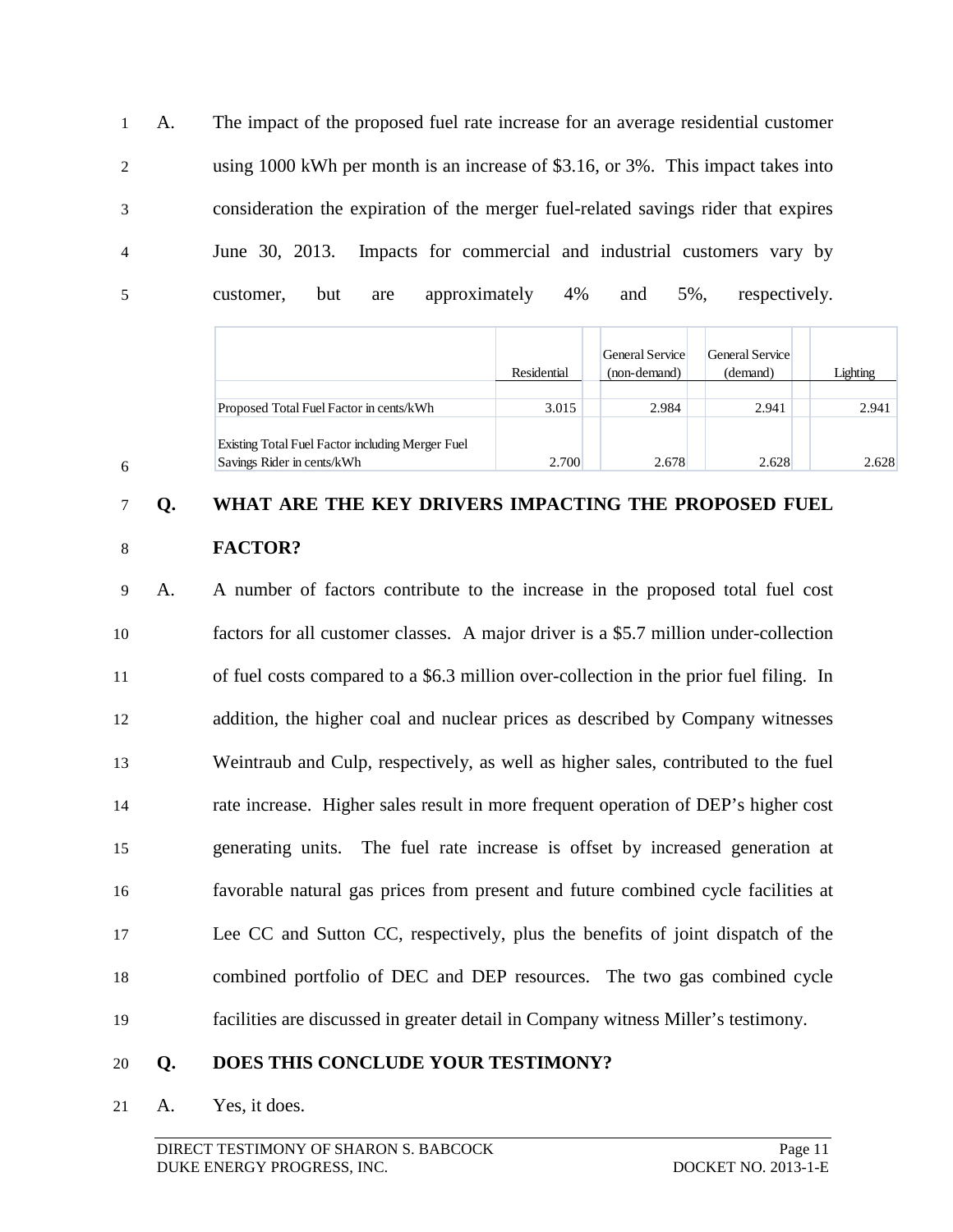A. The impact of the proposed fuel rate increase for an average residential customer using 1000 kWh per month is an increase of $3.16, or 3%. This impact takes into consideration the expiration of the merger fuel-related savings rider that expires June 30, 2013. Impacts for commercial and industrial customers vary by customer, but are approximately 4% and 5%, respectively.

| | Residential | General Service (non-demand) | General Service (demand) | Lighting |
|---|---|---|---|---|
| Proposed Total Fuel Factor in cents/kWh | 3.015 | 2.984 | 2.941 | 2.941 |
| Existing Total Fuel Factor including Merger Fuel Savings Rider in cents/kWh | 2.700 | 2.678 | 2.628 | 2.628 |

**Q. WHAT ARE THE KEY DRIVERS IMPACTING THE PROPOSED FUEL FACTOR?**

A. A number of factors contribute to the increase in the proposed total fuel cost factors for all customer classes. A major driver is a $5.7 million under-collection of fuel costs compared to a $6.3 million over-collection in the prior fuel filing. In addition, the higher coal and nuclear prices as described by Company witnesses Weintraub and Culp, respectively, as well as higher sales, contributed to the fuel rate increase. Higher sales result in more frequent operation of DEP's higher cost generating units. The fuel rate increase is offset by increased generation at favorable natural gas prices from present and future combined cycle facilities at Lee CC and Sutton CC, respectively, plus the benefits of joint dispatch of the combined portfolio of DEC and DEP resources. The two gas combined cycle facilities are discussed in greater detail in Company witness Miller's testimony.

**Q. DOES THIS CONCLUDE YOUR TESTIMONY?**

A. Yes, it does.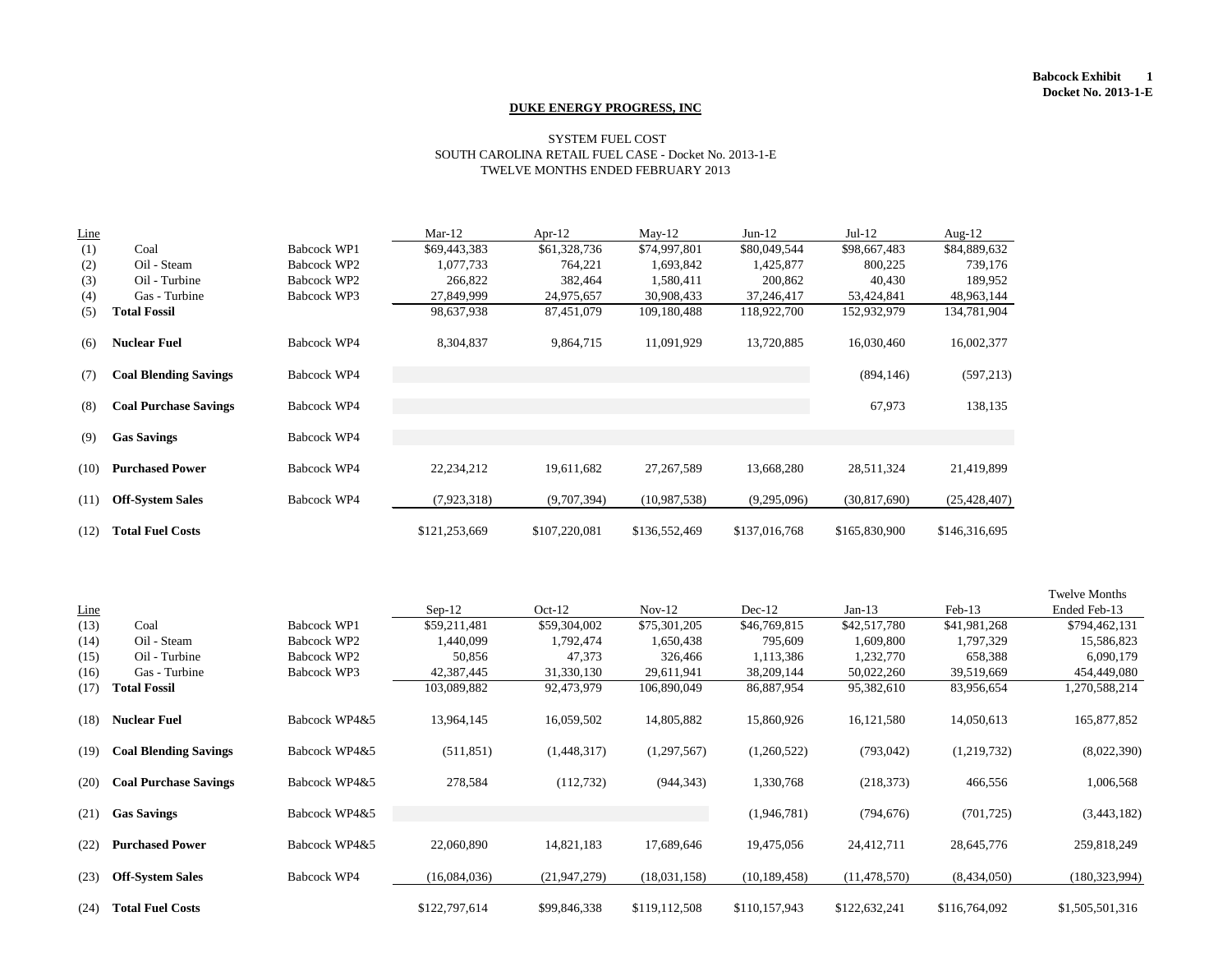Babcock Exhibit 1
Docket No. 2013-1-E

**DUKE ENERGY PROGRESS, INC**

SYSTEM FUEL COST
SOUTH CAROLINA RETAIL FUEL CASE - Docket No. 2013-1-E
TWELVE MONTHS ENDED FEBRUARY 2013

| Line | | | Mar-12 | Apr-12 | May-12 | Jun-12 | Jul-12 | Aug-12 |
|---|---|---|---|---|---|---|---|---|
| (1) | Coal | Babcock WP1 | $69,443,383 | $61,328,736 | $74,997,801 | $80,049,544 | $98,667,483 | $84,889,632 |
| (2) | Oil - Steam | Babcock WP2 | 1,077,733 | 764,221 | 1,693,842 | 1,425,877 | 800,225 | 739,176 |
| (3) | Oil - Turbine | Babcock WP2 | 266,822 | 382,464 | 1,580,411 | 200,862 | 40,430 | 189,952 |
| (4) | Gas - Turbine | Babcock WP3 | 27,849,999 | 24,975,657 | 30,908,433 | 37,246,417 | 53,424,841 | 48,963,144 |
| (5) | **Total Fossil** | | 98,637,938 | 87,451,079 | 109,180,488 | 118,922,700 | 152,932,979 | 134,781,904 |
| (6) | **Nuclear Fuel** | Babcock WP4 | 8,304,837 | 9,864,715 | 11,091,929 | 13,720,885 | 16,030,460 | 16,002,377 |
| (7) | **Coal Blending Savings** | Babcock WP4 | | | | | (894,146) | (597,213) |
| (8) | **Coal Purchase Savings** | Babcock WP4 | | | | | 67,973 | 138,135 |
| (9) | **Gas Savings** | Babcock WP4 | | | | | | |
| (10) | **Purchased Power** | Babcock WP4 | 22,234,212 | 19,611,682 | 27,267,589 | 13,668,280 | 28,511,324 | 21,419,899 |
| (11) | **Off-System Sales** | Babcock WP4 | (7,923,318) | (9,707,394) | (10,987,538) | (9,295,096) | (30,817,690) | (25,428,407) |
| (12) | **Total Fuel Costs** | | $121,253,669 | $107,220,081 | $136,552,469 | $137,016,768 | $165,830,900 | $146,316,695 |

| Line | | | Sep-12 | Oct-12 | Nov-12 | Dec-12 | Jan-13 | Feb-13 | Twelve Months Ended Feb-13 |
|---|---|---|---|---|---|---|---|---|---|
| (13) | Coal | Babcock WP1 | $59,211,481 | $59,304,002 | $75,301,205 | $46,769,815 | $42,517,780 | $41,981,268 | $794,462,131 |
| (14) | Oil - Steam | Babcock WP2 | 1,440,099 | 1,792,474 | 1,650,438 | 795,609 | 1,609,800 | 1,797,329 | 15,586,823 |
| (15) | Oil - Turbine | Babcock WP2 | 50,856 | 47,373 | 326,466 | 1,113,386 | 1,232,770 | 658,388 | 6,090,179 |
| (16) | Gas - Turbine | Babcock WP3 | 42,387,445 | 31,330,130 | 29,611,941 | 38,209,144 | 50,022,260 | 39,519,669 | 454,449,080 |
| (17) | **Total Fossil** | | 103,089,882 | 92,473,979 | 106,890,049 | 86,887,954 | 95,382,610 | 83,956,654 | 1,270,588,214 |
| (18) | **Nuclear Fuel** | Babcock WP4&5 | 13,964,145 | 16,059,502 | 14,805,882 | 15,860,926 | 16,121,580 | 14,050,613 | 165,877,852 |
| (19) | **Coal Blending Savings** | Babcock WP4&5 | (511,851) | (1,448,317) | (1,297,567) | (1,260,522) | (793,042) | (1,219,732) | (8,022,390) |
| (20) | **Coal Purchase Savings** | Babcock WP4&5 | 278,584 | (112,732) | (944,343) | 1,330,768 | (218,373) | 466,556 | 1,006,568 |
| (21) | **Gas Savings** | Babcock WP4&5 | | | | (1,946,781) | (794,676) | (701,725) | (3,443,182) |
| (22) | **Purchased Power** | Babcock WP4&5 | 22,060,890 | 14,821,183 | 17,689,646 | 19,475,056 | 24,412,711 | 28,645,776 | 259,818,249 |
| (23) | **Off-System Sales** | Babcock WP4 | (16,084,036) | (21,947,279) | (18,031,158) | (10,189,458) | (11,478,570) | (8,434,050) | (180,323,994) |
| (24) | **Total Fuel Costs** | | $122,797,614 | $99,846,338 | $119,112,508 | $110,157,943 | $122,632,241 | $116,764,092 | $1,505,501,316 |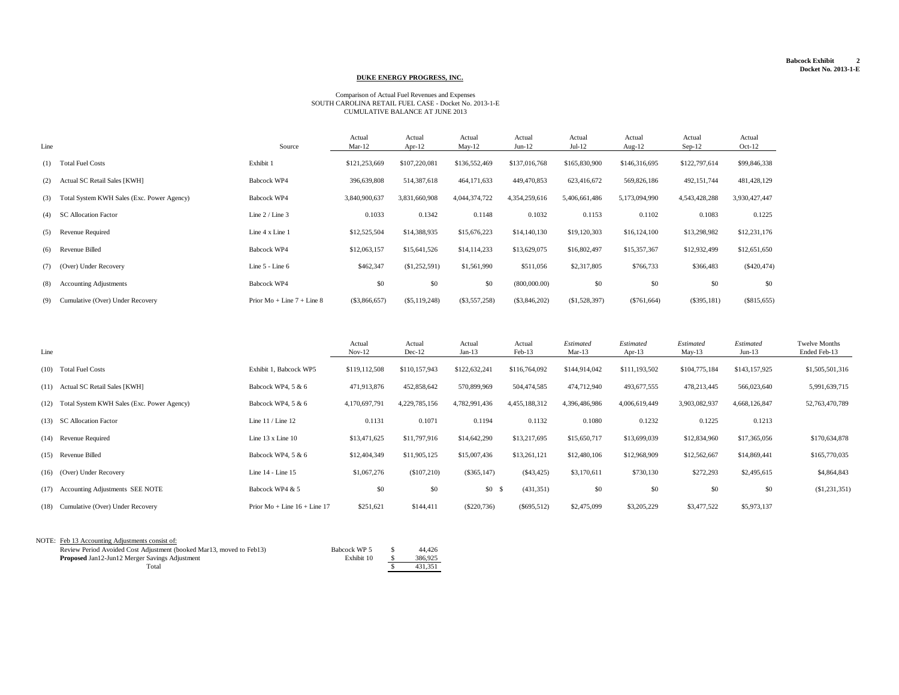**Babcock Exhibit 2**
**Docket No. 2013-1-E**

**DUKE ENERGY PROGRESS, INC.**

Comparison of Actual Fuel Revenues and Expenses
SOUTH CAROLINA RETAIL FUEL CASE - Docket No. 2013-1-E
CUMULATIVE BALANCE AT JUNE 2013

| Line | | Source | Actual Mar-12 | Actual Apr-12 | Actual May-12 | Actual Jun-12 | Actual Jul-12 | Actual Aug-12 | Actual Sep-12 | Actual Oct-12 |
|---|---|---|---|---|---|---|---|---|---|---|
| (1) | Total Fuel Costs | Exhibit 1 | $121,253,669 | $107,220,081 | $136,552,469 | $137,016,768 | $165,830,900 | $146,316,695 | $122,797,614 | $99,846,338 |
| (2) | Actual SC Retail Sales [KWH] | Babcock WP4 | 396,639,808 | 514,387,618 | 464,171,633 | 449,470,853 | 623,416,672 | 569,826,186 | 492,151,744 | 481,428,129 |
| (3) | Total System KWH Sales (Exc. Power Agency) | Babcock WP4 | 3,840,900,637 | 3,831,660,908 | 4,044,374,722 | 4,354,259,616 | 5,406,661,486 | 5,173,094,990 | 4,543,428,288 | 3,930,427,447 |
| (4) | SC Allocation Factor | Line 2 / Line 3 | 0.1033 | 0.1342 | 0.1148 | 0.1032 | 0.1153 | 0.1102 | 0.1083 | 0.1225 |
| (5) | Revenue Required | Line 4 x Line 1 | $12,525,504 | $14,388,935 | $15,676,223 | $14,140,130 | $19,120,303 | $16,124,100 | $13,298,982 | $12,231,176 |
| (6) | Revenue Billed | Babcock WP4 | $12,063,157 | $15,641,526 | $14,114,233 | $13,629,075 | $16,802,497 | $15,357,367 | $12,932,499 | $12,651,650 |
| (7) | (Over) Under Recovery | Line 5 - Line 6 | $462,347 | ($1,252,591) | $1,561,990 | $511,056 | $2,317,805 | $766,733 | $366,483 | ($420,474) |
| (8) | Accounting Adjustments | Babcock WP4 | $0 | $0 | $0 | (800,000.00) | $0 | $0 | $0 | $0 |
| (9) | Cumulative (Over) Under Recovery | Prior Mo + Line 7 + Line 8 | ($3,866,657) | ($5,119,248) | ($3,557,258) | ($3,846,202) | ($1,528,397) | ($761,664) | ($395,181) | ($815,655) |

| Line | | | Actual Nov-12 | Actual Dec-12 | Actual Jan-13 | Actual Feb-13 | *Estimated* Mar-13 | *Estimated* Apr-13 | *Estimated* May-13 | *Estimated* Jun-13 | Twelve Months Ended Feb-13 |
|---|---|---|---|---|---|---|---|---|---|---|---|
| (10) | Total Fuel Costs | Exhibit 1, Babcock WP5 | $119,112,508 | $110,157,943 | $122,632,241 | $116,764,092 | $144,914,042 | $111,193,502 | $104,775,184 | $143,157,925 | $1,505,501,316 |
| (11) | Actual SC Retail Sales [KWH] | Babcock WP4, 5 & 6 | 471,913,876 | 452,858,642 | 570,899,969 | 504,474,585 | 474,712,940 | 493,677,555 | 478,213,445 | 566,023,640 | 5,991,639,715 |
| (12) | Total System KWH Sales (Exc. Power Agency) | Babcock WP4, 5 & 6 | 4,170,697,791 | 4,229,785,156 | 4,782,991,436 | 4,455,188,312 | 4,396,486,986 | 4,006,619,449 | 3,903,082,937 | 4,668,126,847 | 52,763,470,789 |
| (13) | SC Allocation Factor | Line 11 / Line 12 | 0.1131 | 0.1071 | 0.1194 | 0.1132 | 0.1080 | 0.1232 | 0.1225 | 0.1213 | |
| (14) | Revenue Required | Line 13 x Line 10 | $13,471,625 | $11,797,916 | $14,642,290 | $13,217,695 | $15,650,717 | $13,699,039 | $12,834,960 | $17,365,056 | $170,634,878 |
| (15) | Revenue Billed | Babcock WP4, 5 & 6 | $12,404,349 | $11,905,125 | $15,007,436 | $13,261,121 | $12,480,106 | $12,968,909 | $12,562,667 | $14,869,441 | $165,770,035 |
| (16) | (Over) Under Recovery | Line 14 - Line 15 | $1,067,276 | ($107,210) | ($365,147) | ($43,425) | $3,170,611 | $730,130 | $272,293 | $2,495,615 | $4,864,843 |
| (17) | Accounting Adjustments SEE NOTE | Babcock WP4 & 5 | $0 | $0 | $0 | $ (431,351) | $0 | $0 | $0 | $0 | ($1,231,351) |
| (18) | Cumulative (Over) Under Recovery | Prior Mo + Line 16 + Line 17 | $251,621 | $144,411 | ($220,736) | ($695,512) | $2,475,099 | $3,205,229 | $3,477,522 | $5,973,137 | |

NOTE: Feb 13 Accounting Adjustments consist of:

| | | | |
|---|---|---|---|
| Review Period Avoided Cost Adjustment (booked Mar13, moved to Feb13) | Babcock WP 5 | $ | 44,426 |
| **Proposed** Jan12-Jun12 Merger Savings Adjustment | Exhibit 10 | $ | 386,925 |
| Total | | $ | 431,351 |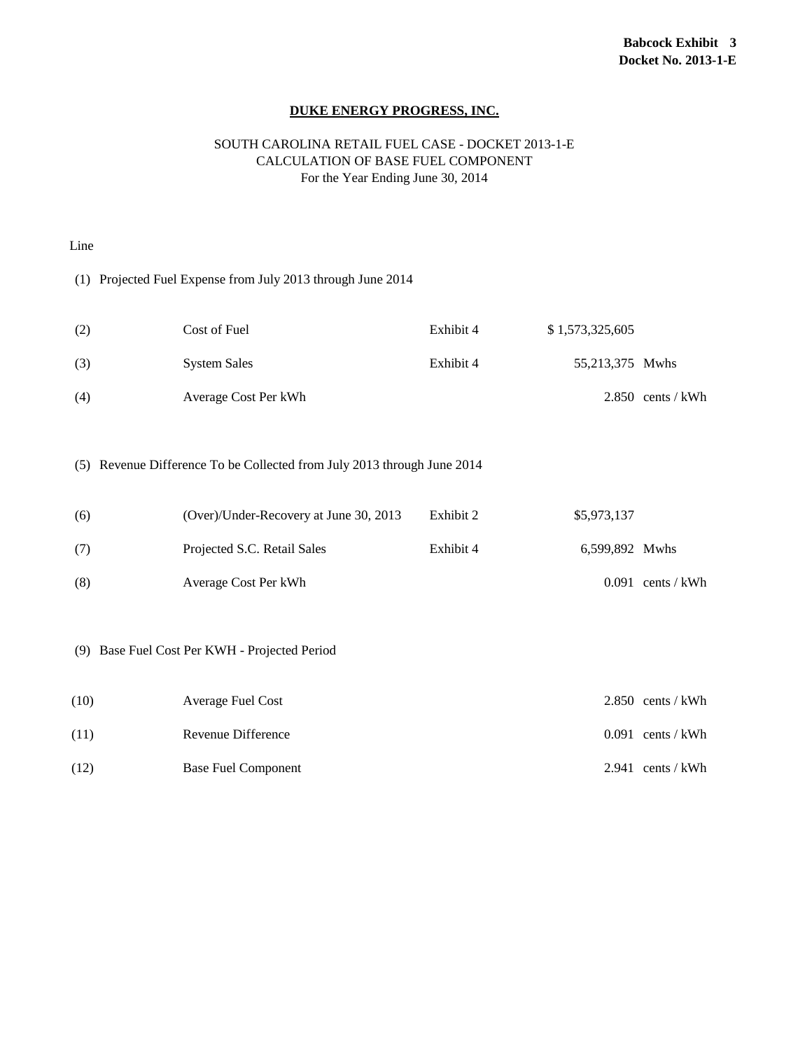**Babcock Exhibit 3**
**Docket No. 2013-1-E**

## DUKE ENERGY PROGRESS, INC.

SOUTH CAROLINA RETAIL FUEL CASE - DOCKET 2013-1-E
CALCULATION OF BASE FUEL COMPONENT
For the Year Ending June 30, 2014

| Line | | | | |
|---|---|---|---|---|
| (1) | Projected Fuel Expense from July 2013 through June 2014 | | | |
| (2) | Cost of Fuel | Exhibit 4 | $ 1,573,325,605 | |
| (3) | System Sales | Exhibit 4 | 55,213,375 | Mwhs |
| (4) | Average Cost Per kWh | | 2.850 | cents / kWh |
| (5) | Revenue Difference To be Collected from July 2013 through June 2014 | | | |
| (6) | (Over)/Under-Recovery at June 30, 2013 | Exhibit 2 | $5,973,137 | |
| (7) | Projected S.C. Retail Sales | Exhibit 4 | 6,599,892 | Mwhs |
| (8) | Average Cost Per kWh | | 0.091 | cents / kWh |
| (9) | Base Fuel Cost Per KWH - Projected Period | | | |
| (10) | Average Fuel Cost | | 2.850 | cents / kWh |
| (11) | Revenue Difference | | 0.091 | cents / kWh |
| (12) | Base Fuel Component | | 2.941 | cents / kWh |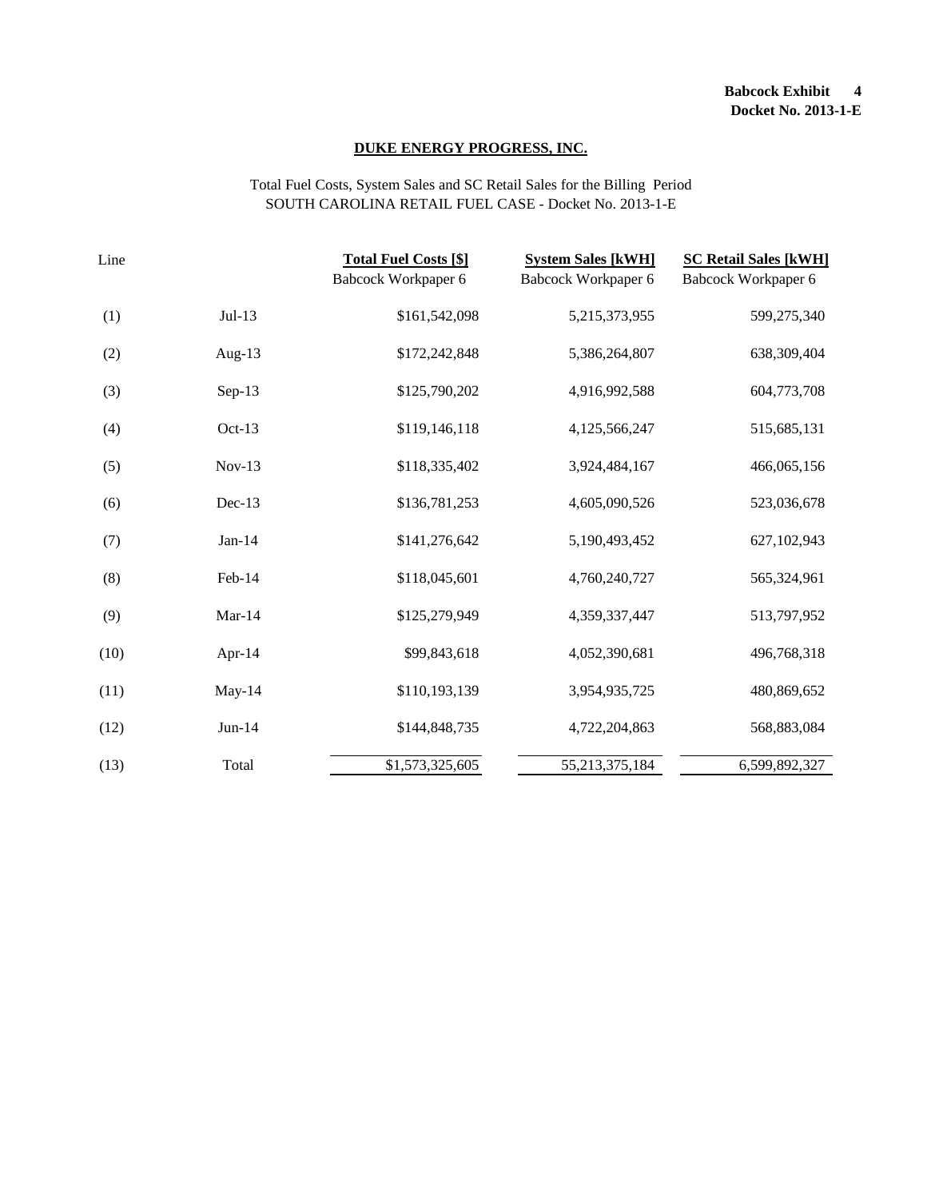**Babcock Exhibit 4**
**Docket No. 2013-1-E**

## DUKE ENERGY PROGRESS, INC.

Total Fuel Costs, System Sales and SC Retail Sales for the Billing Period
SOUTH CAROLINA RETAIL FUEL CASE - Docket No. 2013-1-E

| Line | | Total Fuel Costs [$] | System Sales [kWH] | SC Retail Sales [kWH] |
|---|---|---|---|---|
| | | Babcock Workpaper 6 | Babcock Workpaper 6 | Babcock Workpaper 6 |
| (1) | Jul-13 | $161,542,098 | 5,215,373,955 | 599,275,340 |
| (2) | Aug-13 | $172,242,848 | 5,386,264,807 | 638,309,404 |
| (3) | Sep-13 | $125,790,202 | 4,916,992,588 | 604,773,708 |
| (4) | Oct-13 | $119,146,118 | 4,125,566,247 | 515,685,131 |
| (5) | Nov-13 | $118,335,402 | 3,924,484,167 | 466,065,156 |
| (6) | Dec-13 | $136,781,253 | 4,605,090,526 | 523,036,678 |
| (7) | Jan-14 | $141,276,642 | 5,190,493,452 | 627,102,943 |
| (8) | Feb-14 | $118,045,601 | 4,760,240,727 | 565,324,961 |
| (9) | Mar-14 | $125,279,949 | 4,359,337,447 | 513,797,952 |
| (10) | Apr-14 | $99,843,618 | 4,052,390,681 | 496,768,318 |
| (11) | May-14 | $110,193,139 | 3,954,935,725 | 480,869,652 |
| (12) | Jun-14 | $144,848,735 | 4,722,204,863 | 568,883,084 |
| (13) | Total | $1,573,325,605 | 55,213,375,184 | 6,599,892,327 |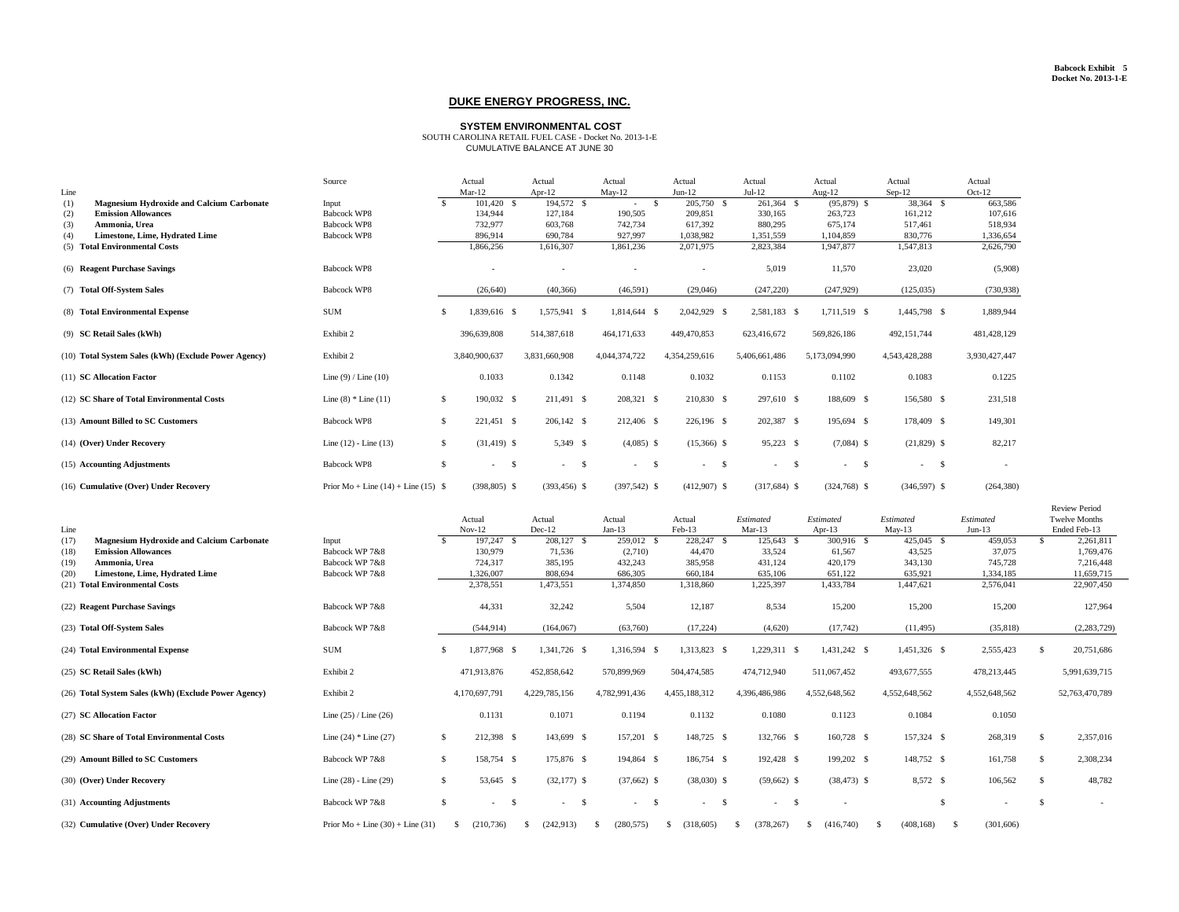Babcock Exhibit 5
Docket No. 2013-1-E

## DUKE ENERGY PROGRESS, INC.

**SYSTEM ENVIRONMENTAL COST**
SOUTH CAROLINA RETAIL FUEL CASE - Docket No. 2013-1-E
CUMULATIVE BALANCE AT JUNE 30

| Line | | Source | Actual Mar-12 | Actual Apr-12 | Actual May-12 | Actual Jun-12 | Actual Jul-12 | Actual Aug-12 | Actual Sep-12 | Actual Oct-12 |
|---|---|---|---|---|---|---|---|---|---|---|
| (1) | **Magnesium Hydroxide and Calcium Carbonate** | Input | $ 101,420 | $ 194,572 | $ - | $ 205,750 | $ 261,364 | $ (95,879) | $ 38,364 | $ 663,586 |
| (2) | **Emission Allowances** | Babcock WP8 | 134,944 | 127,184 | 190,505 | 209,851 | 330,165 | 263,723 | 161,212 | 107,616 |
| (3) | **Ammonia, Urea** | Babcock WP8 | 732,977 | 603,768 | 742,734 | 617,392 | 880,295 | 675,174 | 517,461 | 518,934 |
| (4) | **Limestone, Lime, Hydrated Lime** | Babcock WP8 | 896,914 | 690,784 | 927,997 | 1,038,982 | 1,351,559 | 1,104,859 | 830,776 | 1,336,654 |
| (5) | **Total Environmental Costs** | | 1,866,256 | 1,616,307 | 1,861,236 | 2,071,975 | 2,823,384 | 1,947,877 | 1,547,813 | 2,626,790 |
| (6) | **Reagent Purchase Savings** | Babcock WP8 | - | - | - | - | 5,019 | 11,570 | 23,020 | (5,908) |
| (7) | **Total Off-System Sales** | Babcock WP8 | (26,640) | (40,366) | (46,591) | (29,046) | (247,220) | (247,929) | (125,035) | (730,938) |
| (8) | **Total Environmental Expense** | SUM | $ 1,839,616 | $ 1,575,941 | $ 1,814,644 | $ 2,042,929 | $ 2,581,183 | $ 1,711,519 | $ 1,445,798 | $ 1,889,944 |
| (9) | **SC Retail Sales (kWh)** | Exhibit 2 | 396,639,808 | 514,387,618 | 464,171,633 | 449,470,853 | 623,416,672 | 569,826,186 | 492,151,744 | 481,428,129 |
| (10) | **Total System Sales (kWh) (Exclude Power Agency)** | Exhibit 2 | 3,840,900,637 | 3,831,660,908 | 4,044,374,722 | 4,354,259,616 | 5,406,661,486 | 5,173,094,990 | 4,543,428,288 | 3,930,427,447 |
| (11) | **SC Allocation Factor** | Line (9) / Line (10) | 0.1033 | 0.1342 | 0.1148 | 0.1032 | 0.1153 | 0.1102 | 0.1083 | 0.1225 |
| (12) | **SC Share of Total Environmental Costs** | Line (8) * Line (11) | $ 190,032 | $ 211,491 | $ 208,321 | $ 210,830 | $ 297,610 | $ 188,609 | $ 156,580 | $ 231,518 |
| (13) | **Amount Billed to SC Customers** | Babcock WP8 | $ 221,451 | $ 206,142 | $ 212,406 | $ 226,196 | $ 202,387 | $ 195,694 | $ 178,409 | $ 149,301 |
| (14) | **(Over) Under Recovery** | Line (12) - Line (13) | $ (31,419) | $ 5,349 | $ (4,085) | $ (15,366) | $ 95,223 | $ (7,084) | $ (21,829) | $ 82,217 |
| (15) | **Accounting Adjustments** | Babcock WP8 | $ - | $ - | $ - | $ - | $ - | $ - | $ - | $ - |
| (16) | **Cumulative (Over) Under Recovery** | Prior Mo + Line (14) + Line (15) | $ (398,805) | $ (393,456) | $ (397,542) | $ (412,907) | $ (317,684) | $ (324,768) | $ (346,597) | $ (264,380) |

| Line | | Source | Actual Nov-12 | Actual Dec-12 | Actual Jan-13 | Actual Feb-13 | *Estimated* Mar-13 | *Estimated* Apr-13 | *Estimated* May-13 | *Estimated* Jun-13 | Review Period Twelve Months Ended Feb-13 |
|---|---|---|---|---|---|---|---|---|---|---|---|
| (17) | **Magnesium Hydroxide and Calcium Carbonate** | Input | $ 197,247 | $ 208,127 | $ 259,012 | $ 228,247 | $ 125,643 | $ 300,916 | $ 425,045 | $ 459,053 | $ 2,261,811 |
| (18) | **Emission Allowances** | Babcock WP 7&8 | 130,979 | 71,536 | (2,710) | 44,470 | 33,524 | 61,567 | 43,525 | 37,075 | 1,769,476 |
| (19) | **Ammonia, Urea** | Babcock WP 7&8 | 724,317 | 385,195 | 432,243 | 385,958 | 431,124 | 420,179 | 343,130 | 745,728 | 7,216,448 |
| (20) | **Limestone, Lime, Hydrated Lime** | Babcock WP 7&8 | 1,326,007 | 808,694 | 686,305 | 660,184 | 635,106 | 651,122 | 635,921 | 1,334,185 | 11,659,715 |
| (21) | **Total Environmental Costs** | | 2,378,551 | 1,473,551 | 1,374,850 | 1,318,860 | 1,225,397 | 1,433,784 | 1,447,621 | 2,576,041 | 22,907,450 |
| (22) | **Reagent Purchase Savings** | Babcock WP 7&8 | 44,331 | 32,242 | 5,504 | 12,187 | 8,534 | 15,200 | 15,200 | 15,200 | 127,964 |
| (23) | **Total Off-System Sales** | Babcock WP 7&8 | (544,914) | (164,067) | (63,760) | (17,224) | (4,620) | (17,742) | (11,495) | (35,818) | (2,283,729) |
| (24) | **Total Environmental Expense** | SUM | $ 1,877,968 | $ 1,341,726 | $ 1,316,594 | $ 1,313,823 | $ 1,229,311 | $ 1,431,242 | $ 1,451,326 | $ 2,555,423 | $ 20,751,686 |
| (25) | **SC Retail Sales (kWh)** | Exhibit 2 | 471,913,876 | 452,858,642 | 570,899,969 | 504,474,585 | 474,712,940 | 511,067,452 | 493,677,555 | 478,213,445 | 5,991,639,715 |
| (26) | **Total System Sales (kWh) (Exclude Power Agency)** | Exhibit 2 | 4,170,697,791 | 4,229,785,156 | 4,782,991,436 | 4,455,188,312 | 4,396,486,986 | 4,552,648,562 | 4,552,648,562 | 4,552,648,562 | 52,763,470,789 |
| (27) | **SC Allocation Factor** | Line (25) / Line (26) | 0.1131 | 0.1071 | 0.1194 | 0.1132 | 0.1080 | 0.1123 | 0.1084 | 0.1050 | |
| (28) | **SC Share of Total Environmental Costs** | Line (24) * Line (27) | $ 212,398 | $ 143,699 | $ 157,201 | $ 148,725 | $ 132,766 | $ 160,728 | $ 157,324 | $ 268,319 | $ 2,357,016 |
| (29) | **Amount Billed to SC Customers** | Babcock WP 7&8 | $ 158,754 | $ 175,876 | $ 194,864 | $ 186,754 | $ 192,428 | $ 199,202 | $ 148,752 | $ 161,758 | $ 2,308,234 |
| (30) | **(Over) Under Recovery** | Line (28) - Line (29) | $ 53,645 | $ (32,177) | $ (37,662) | $ (38,030) | $ (59,662) | $ (38,473) | $ 8,572 | $ 106,562 | $ 48,782 |
| (31) | **Accounting Adjustments** | Babcock WP 7&8 | $ - | $ - | $ - | $ - | $ - | - | | $ - | $ - |
| (32) | **Cumulative (Over) Under Recovery** | Prior Mo + Line (30) + Line (31) | $ (210,736) | $ (242,913) | $ (280,575) | $ (318,605) | $ (378,267) | $ (416,740) | $ (408,168) | $ (301,606) | |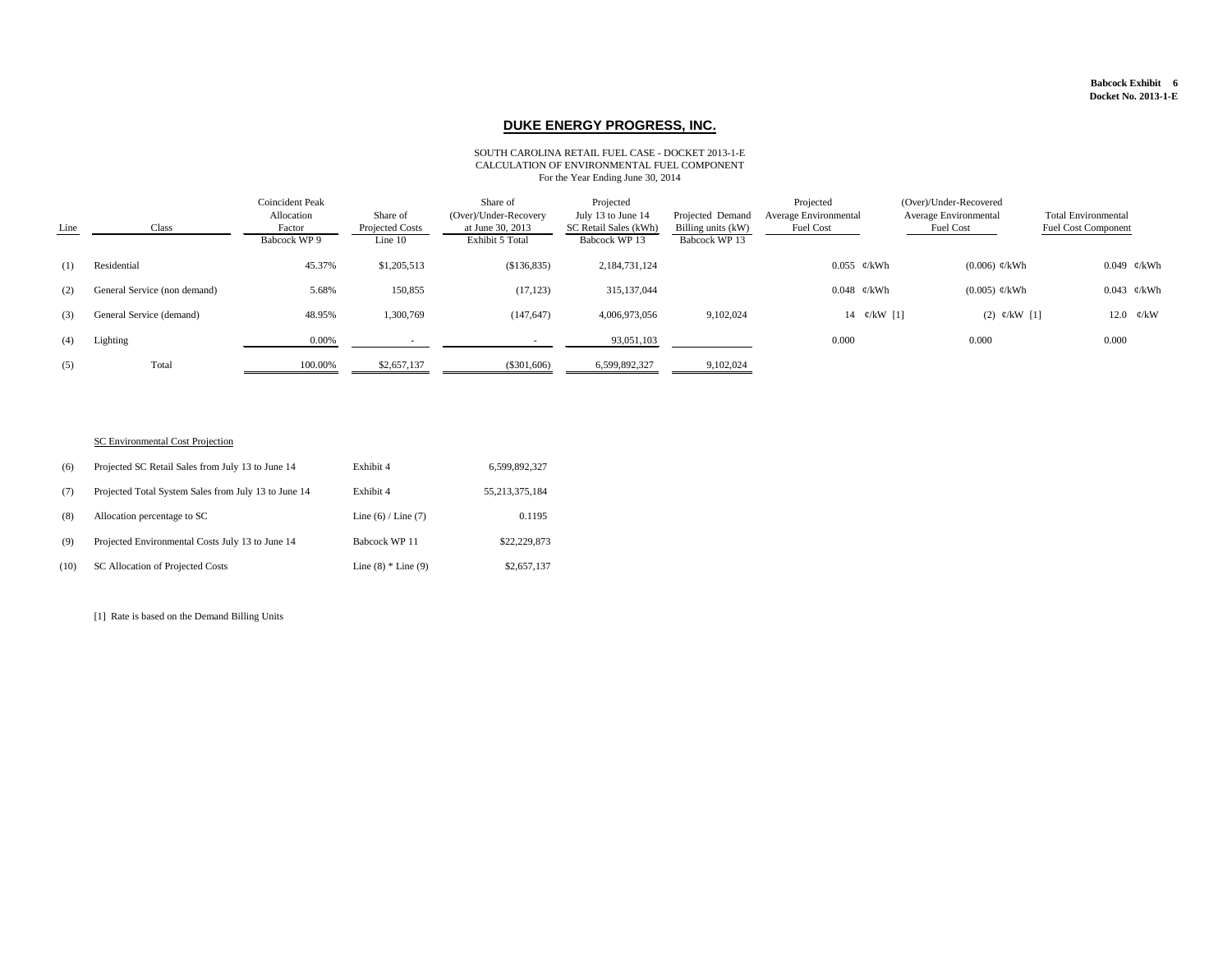**Babcock Exhibit 6**
**Docket No. 2013-1-E**

# DUKE ENERGY PROGRESS, INC.

SOUTH CAROLINA RETAIL FUEL CASE - DOCKET 2013-1-E
CALCULATION OF ENVIRONMENTAL FUEL COMPONENT
For the Year Ending June 30, 2014

| Line | Class | Coincident Peak Allocation Factor<br>Babcock WP 9 | Share of Projected Costs<br>Line 10 | Share of (Over)/Under-Recovery at June 30, 2013<br>Exhibit 5 Total | Projected July 13 to June 14 SC Retail Sales (kWh)<br>Babcock WP 13 | Projected Demand Billing units (kW)<br>Babcock WP 13 | Projected Average Environmental Fuel Cost | (Over)/Under-Recovered Average Environmental Fuel Cost | Total Environmental Fuel Cost Component |
|---|---|---|---|---|---|---|---|---|---|
| (1) | Residential | 45.37% | $1,205,513 | ($136,835) | 2,184,731,124 | | 0.055 ¢/kWh | (0.006) ¢/kWh | 0.049 ¢/kWh |
| (2) | General Service (non demand) | 5.68% | 150,855 | (17,123) | 315,137,044 | | 0.048 ¢/kWh | (0.005) ¢/kWh | 0.043 ¢/kWh |
| (3) | General Service (demand) | 48.95% | 1,300,769 | (147,647) | 4,006,973,056 | 9,102,024 | 14 ¢/kW [1] | (2) ¢/kW [1] | 12.0 ¢/kW |
| (4) | Lighting | 0.00% | - | - | 93,051,103 | | 0.000 | 0.000 | 0.000 |
| (5) | Total | 100.00% | $2,657,137 | ($301,606) | 6,599,892,327 | 9,102,024 | | | |

SC Environmental Cost Projection

| | | | |
|---|---|---|---|
| (6) | Projected SC Retail Sales from July 13 to June 14 | Exhibit 4 | 6,599,892,327 |
| (7) | Projected Total System Sales from July 13 to June 14 | Exhibit 4 | 55,213,375,184 |
| (8) | Allocation percentage to SC | Line (6) / Line (7) | 0.1195 |
| (9) | Projected Environmental Costs July 13 to June 14 | Babcock WP 11 | $22,229,873 |
| (10) | SC Allocation of Projected Costs | Line (8) * Line (9) | $2,657,137 |

[1] Rate is based on the Demand Billing Units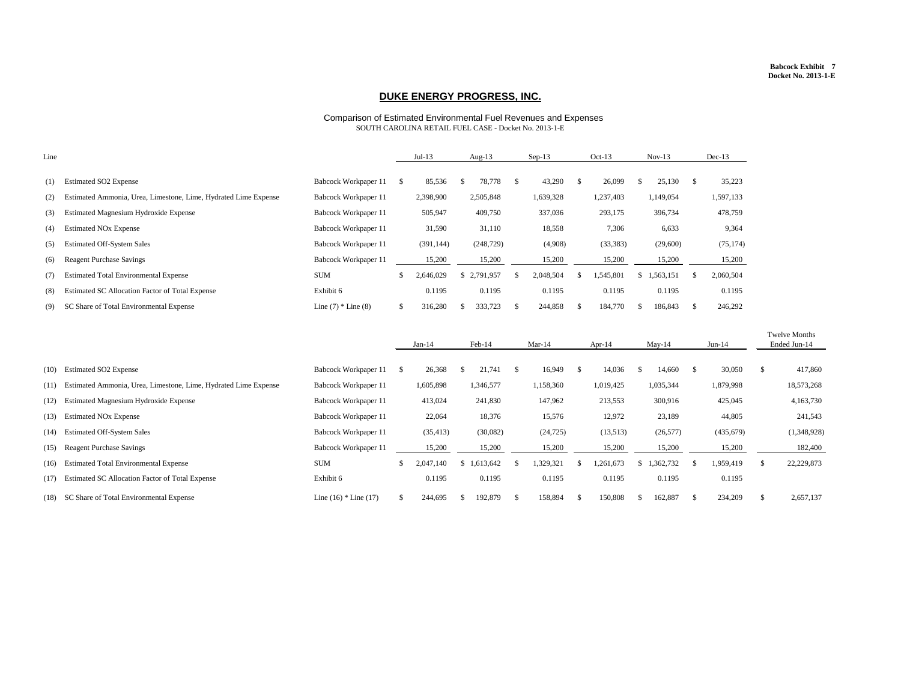**Babcock Exhibit 7**
**Docket No. 2013-1-E**

## DUKE ENERGY PROGRESS, INC.

Comparison of Estimated Environmental Fuel Revenues and Expenses
SOUTH CAROLINA RETAIL FUEL CASE - Docket No. 2013-1-E

| Line | | | Jul-13 | Aug-13 | Sep-13 | Oct-13 | Nov-13 | Dec-13 |
|---|---|---|---|---|---|---|---|---|
| (1) | Estimated SO2 Expense | Babcock Workpaper 11 | $ 85,536 | $ 78,778 | $ 43,290 | $ 26,099 | $ 25,130 | $ 35,223 |
| (2) | Estimated Ammonia, Urea, Limestone, Lime, Hydrated Lime Expense | Babcock Workpaper 11 | 2,398,900 | 2,505,848 | 1,639,328 | 1,237,403 | 1,149,054 | 1,597,133 |
| (3) | Estimated Magnesium Hydroxide Expense | Babcock Workpaper 11 | 505,947 | 409,750 | 337,036 | 293,175 | 396,734 | 478,759 |
| (4) | Estimated NOx Expense | Babcock Workpaper 11 | 31,590 | 31,110 | 18,558 | 7,306 | 6,633 | 9,364 |
| (5) | Estimated Off-System Sales | Babcock Workpaper 11 | (391,144) | (248,729) | (4,908) | (33,383) | (29,600) | (75,174) |
| (6) | Reagent Purchase Savings | Babcock Workpaper 11 | 15,200 | 15,200 | 15,200 | 15,200 | 15,200 | 15,200 |
| (7) | Estimated Total Environmental Expense | SUM | $ 2,646,029 | $ 2,791,957 | $ 2,048,504 | $ 1,545,801 | $ 1,563,151 | $ 2,060,504 |
| (8) | Estimated SC Allocation Factor of Total Expense | Exhibit 6 | 0.1195 | 0.1195 | 0.1195 | 0.1195 | 0.1195 | 0.1195 |
| (9) | SC Share of Total Environmental Expense | Line (7) * Line (8) | $ 316,280 | $ 333,723 | $ 244,858 | $ 184,770 | $ 186,843 | $ 246,292 |

| Line | | | Jan-14 | Feb-14 | Mar-14 | Apr-14 | May-14 | Jun-14 | Twelve Months Ended Jun-14 |
|---|---|---|---|---|---|---|---|---|---|
| (10) | Estimated SO2 Expense | Babcock Workpaper 11 | $ 26,368 | $ 21,741 | $ 16,949 | $ 14,036 | $ 14,660 | $ 30,050 | $ 417,860 |
| (11) | Estimated Ammonia, Urea, Limestone, Lime, Hydrated Lime Expense | Babcock Workpaper 11 | 1,605,898 | 1,346,577 | 1,158,360 | 1,019,425 | 1,035,344 | 1,879,998 | 18,573,268 |
| (12) | Estimated Magnesium Hydroxide Expense | Babcock Workpaper 11 | 413,024 | 241,830 | 147,962 | 213,553 | 300,916 | 425,045 | 4,163,730 |
| (13) | Estimated NOx Expense | Babcock Workpaper 11 | 22,064 | 18,376 | 15,576 | 12,972 | 23,189 | 44,805 | 241,543 |
| (14) | Estimated Off-System Sales | Babcock Workpaper 11 | (35,413) | (30,082) | (24,725) | (13,513) | (26,577) | (435,679) | (1,348,928) |
| (15) | Reagent Purchase Savings | Babcock Workpaper 11 | 15,200 | 15,200 | 15,200 | 15,200 | 15,200 | 15,200 | 182,400 |
| (16) | Estimated Total Environmental Expense | SUM | $ 2,047,140 | $ 1,613,642 | $ 1,329,321 | $ 1,261,673 | $ 1,362,732 | $ 1,959,419 | $ 22,229,873 |
| (17) | Estimated SC Allocation Factor of Total Expense | Exhibit 6 | 0.1195 | 0.1195 | 0.1195 | 0.1195 | 0.1195 | 0.1195 | |
| (18) | SC Share of Total Environmental Expense | Line (16) * Line (17) | $ 244,695 | $ 192,879 | $ 158,894 | $ 150,808 | $ 162,887 | $ 234,209 | $ 2,657,137 |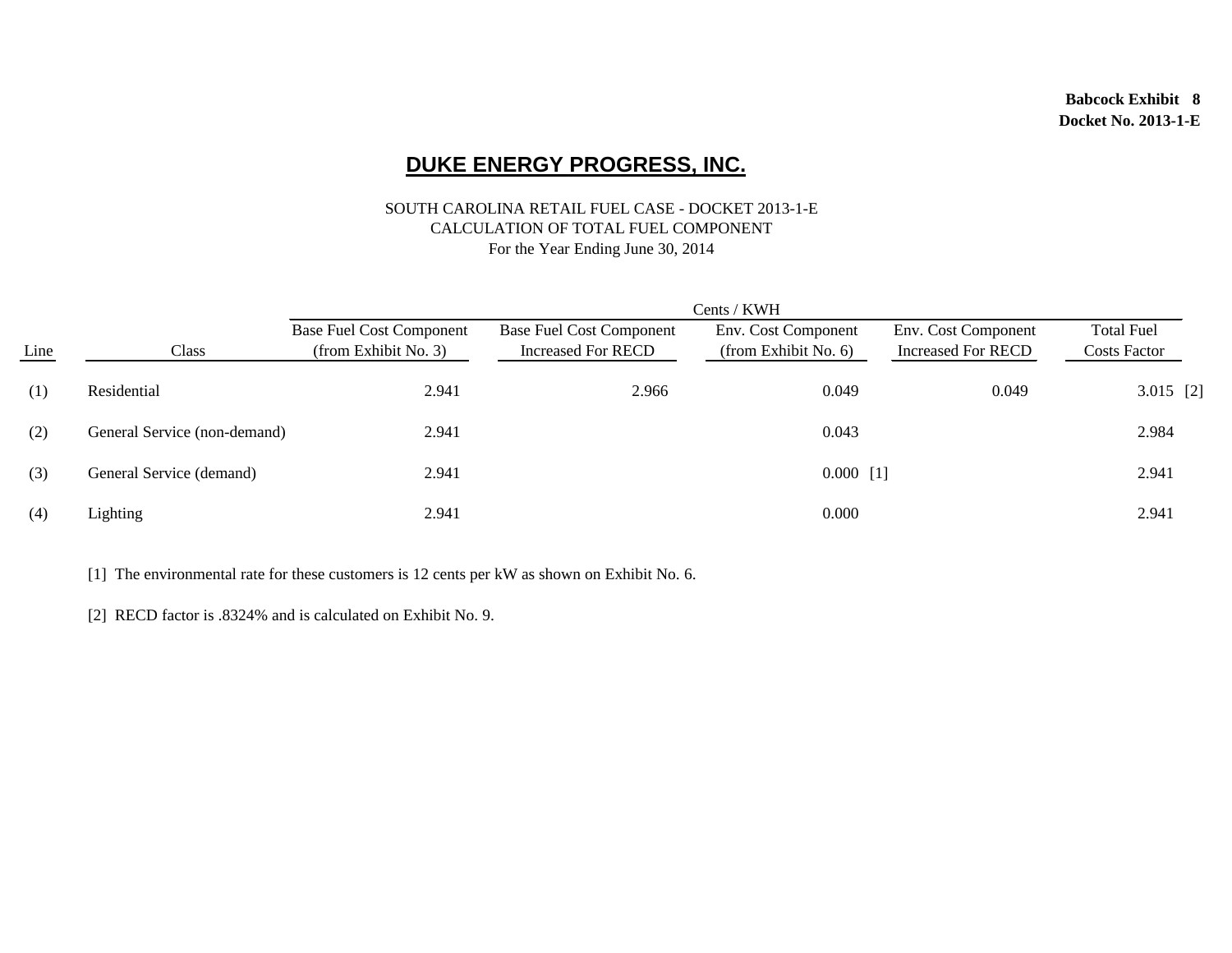**Babcock Exhibit 8**
**Docket No. 2013-1-E**

# DUKE ENERGY PROGRESS, INC.

SOUTH CAROLINA RETAIL FUEL CASE - DOCKET 2013-1-E
CALCULATION OF TOTAL FUEL COMPONENT
For the Year Ending June 30, 2014

| | | Cents / KWH | | | | |
|---|---|---|---|---|---|---|
| Line | Class | Base Fuel Cost Component (from Exhibit No. 3) | Base Fuel Cost Component Increased For RECD | Env. Cost Component (from Exhibit No. 6) | Env. Cost Component Increased For RECD | Total Fuel Costs Factor |
| (1) | Residential | 2.941 | 2.966 | 0.049 | 0.049 | 3.015 [2] |
| (2) | General Service (non-demand) | 2.941 | | 0.043 | | 2.984 |
| (3) | General Service (demand) | 2.941 | | 0.000 [1] | | 2.941 |
| (4) | Lighting | 2.941 | | 0.000 | | 2.941 |

[1] The environmental rate for these customers is 12 cents per kW as shown on Exhibit No. 6.

[2] RECD factor is .8324% and is calculated on Exhibit No. 9.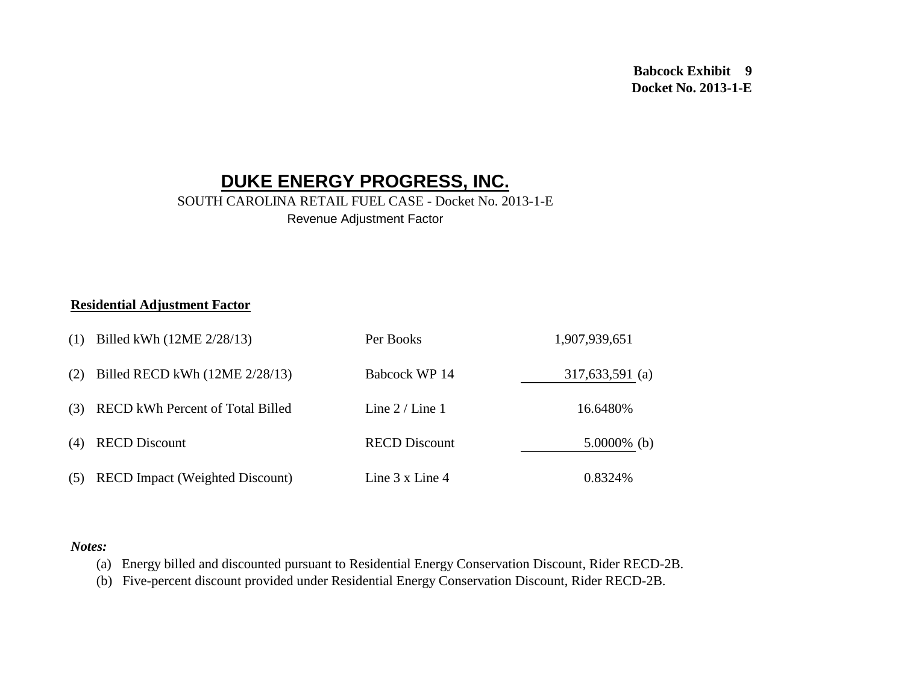**Babcock Exhibit 9**
**Docket No. 2013-1-E**

# DUKE ENERGY PROGRESS, INC.

SOUTH CAROLINA RETAIL FUEL CASE - Docket No. 2013-1-E

Revenue Adjustment Factor

**Residential Adjustment Factor**

| | Description | Source | Amount |
|---|---|---|---|
| (1) | Billed kWh (12ME 2/28/13) | Per Books | 1,907,939,651 |
| (2) | Billed RECD kWh (12ME 2/28/13) | Babcock WP 14 | 317,633,591 (a) |
| (3) | RECD kWh Percent of Total Billed | Line 2 / Line 1 | 16.6480% |
| (4) | RECD Discount | RECD Discount | 5.0000% (b) |
| (5) | RECD Impact (Weighted Discount) | Line 3 x Line 4 | 0.8324% |

***Notes:***

(a) Energy billed and discounted pursuant to Residential Energy Conservation Discount, Rider RECD-2B.

(b) Five-percent discount provided under Residential Energy Conservation Discount, Rider RECD-2B.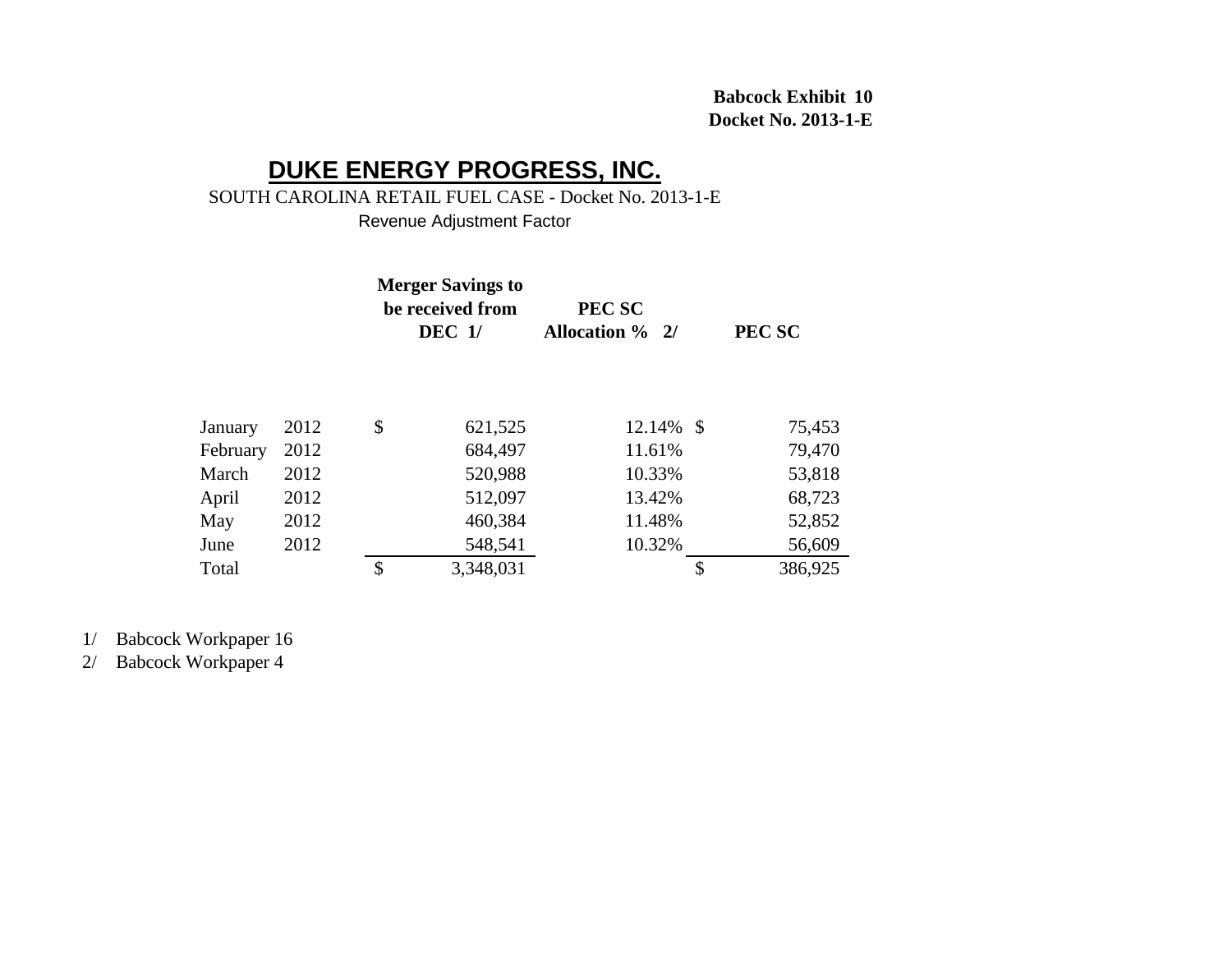**Babcock Exhibit 10**
**Docket No. 2013-1-E**

# DUKE ENERGY PROGRESS, INC.

SOUTH CAROLINA RETAIL FUEL CASE - Docket No. 2013-1-E

Revenue Adjustment Factor

| | | Merger Savings to be received from DEC 1/ | PEC SC Allocation % 2/ | PEC SC |
|---|---|---|---|---|
| January | 2012 | $ 621,525 | 12.14% | $ 75,453 |
| February | 2012 | 684,497 | 11.61% | 79,470 |
| March | 2012 | 520,988 | 10.33% | 53,818 |
| April | 2012 | 512,097 | 13.42% | 68,723 |
| May | 2012 | 460,384 | 11.48% | 52,852 |
| June | 2012 | 548,541 | 10.32% | 56,609 |
| Total | | $ 3,348,031 | | $ 386,925 |

1/ Babcock Workpaper 16

2/ Babcock Workpaper 4